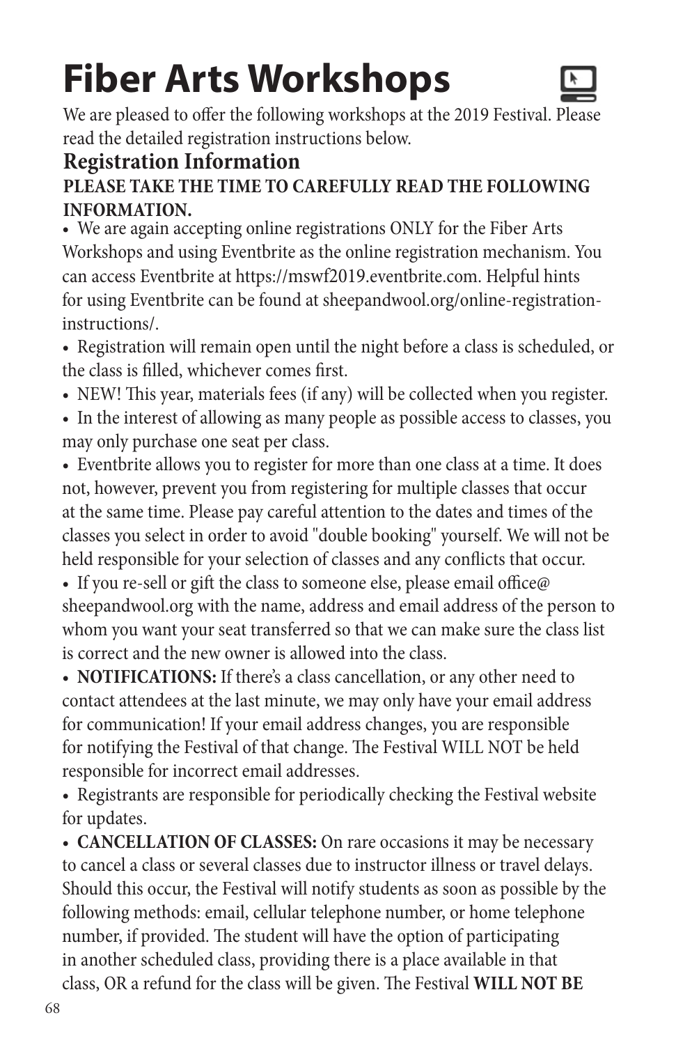# Fiber Arts Workshops

We are pleased to offer the following workshops at the 2019 Festival. Please read the detailed registration instructions below.

## Registration Information

**PLEASE TAKE THE TIME TO CAREFULLY READ THE FOLLOWING INFORMATION.**

- We are again accepting online registrations ONLY for the Fiber Arts Workshops and using Eventbrite as the online registration mechanism. You can access Eventbrite at https://mswf2019.eventbrite.com. Helpful hints for using Eventbrite can be found at sheepandwool.org/online-registration-instructions/.
- Registration will remain open until the night before a class is scheduled, or the class is filled, whichever comes first.
- NEW! This year, materials fees (if any) will be collected when you register.
- In the interest of allowing as many people as possible access to classes, you may only purchase one seat per class.
- Eventbrite allows you to register for more than one class at a time. It does not, however, prevent you from registering for multiple classes that occur at the same time. Please pay careful attention to the dates and times of the classes you select in order to avoid "double booking" yourself. We will not be held responsible for your selection of classes and any conflicts that occur.
- If you re-sell or gift the class to someone else, please email office@sheepandwool.org with the name, address and email address of the person to whom you want your seat transferred so that we can make sure the class list is correct and the new owner is allowed into the class.
- **NOTIFICATIONS:** If there's a class cancellation, or any other need to contact attendees at the last minute, we may only have your email address for communication! If your email address changes, you are responsible for notifying the Festival of that change. The Festival WILL NOT be held responsible for incorrect email addresses.
- Registrants are responsible for periodically checking the Festival website for updates.
- **CANCELLATION OF CLASSES:** On rare occasions it may be necessary to cancel a class or several classes due to instructor illness or travel delays. Should this occur, the Festival will notify students as soon as possible by the following methods: email, cellular telephone number, or home telephone number, if provided. The student will have the option of participating in another scheduled class, providing there is a place available in that class, OR a refund for the class will be given. The Festival **WILL NOT BE**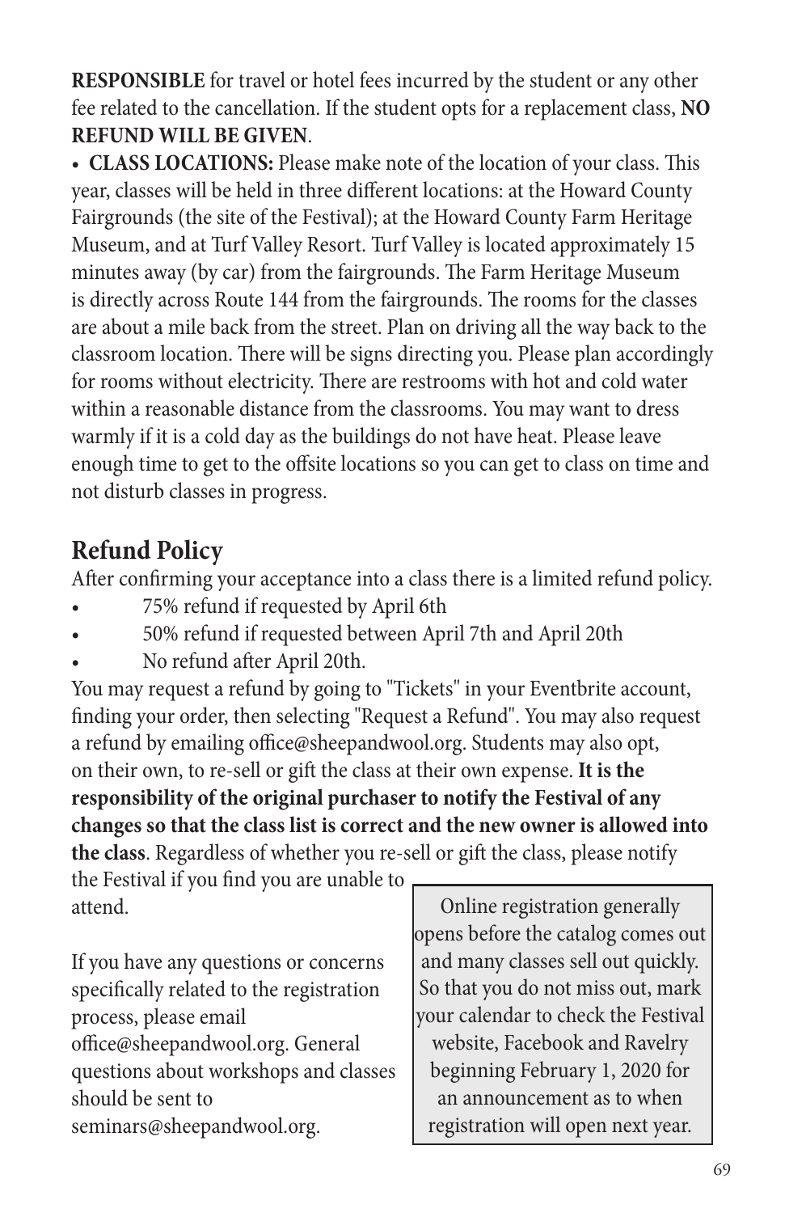**RESPONSIBLE** for travel or hotel fees incurred by the student or any other fee related to the cancellation. If the student opts for a replacement class, **NO REFUND WILL BE GIVEN**.

- **CLASS LOCATIONS:** Please make note of the location of your class. This year, classes will be held in three different locations: at the Howard County Fairgrounds (the site of the Festival); at the Howard County Farm Heritage Museum, and at Turf Valley Resort. Turf Valley is located approximately 15 minutes away (by car) from the fairgrounds. The Farm Heritage Museum is directly across Route 144 from the fairgrounds. The rooms for the classes are about a mile back from the street. Plan on driving all the way back to the classroom location. There will be signs directing you. Please plan accordingly for rooms without electricity. There are restrooms with hot and cold water within a reasonable distance from the classrooms. You may want to dress warmly if it is a cold day as the buildings do not have heat. Please leave enough time to get to the offsite locations so you can get to class on time and not disturb classes in progress.

## Refund Policy

After confirming your acceptance into a class there is a limited refund policy.

- 75% refund if requested by April 6th
- 50% refund if requested between April 7th and April 20th
- No refund after April 20th.

You may request a refund by going to "Tickets" in your Eventbrite account, finding your order, then selecting "Request a Refund". You may also request a refund by emailing office@sheepandwool.org. Students may also opt, on their own, to re-sell or gift the class at their own expense. **It is the responsibility of the original purchaser to notify the Festival of any changes so that the class list is correct and the new owner is allowed into the class**. Regardless of whether you re-sell or gift the class, please notify the Festival if you find you are unable to attend.

If you have any questions or concerns specifically related to the registration process, please email office@sheepandwool.org. General questions about workshops and classes should be sent to seminars@sheepandwool.org.

Online registration generally opens before the catalog comes out and many classes sell out quickly. So that you do not miss out, mark your calendar to check the Festival website, Facebook and Ravelry beginning February 1, 2020 for an announcement as to when registration will open next year.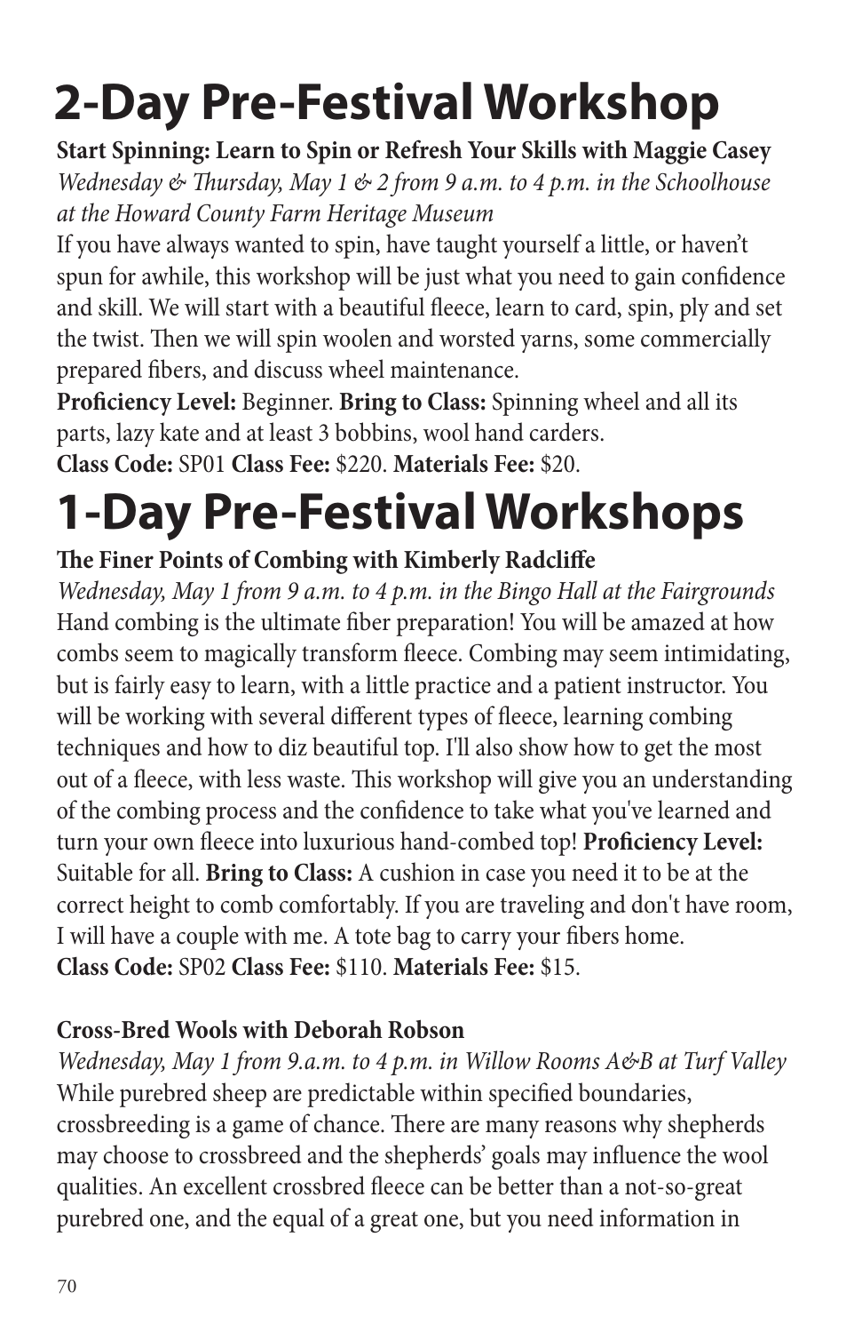# 2-Day Pre-Festival Workshop

**Start Spinning: Learn to Spin or Refresh Your Skills with Maggie Casey**

*Wednesday & Thursday, May 1 & 2 from 9 a.m. to 4 p.m. in the Schoolhouse at the Howard County Farm Heritage Museum*

If you have always wanted to spin, have taught yourself a little, or haven't spun for awhile, this workshop will be just what you need to gain confidence and skill. We will start with a beautiful fleece, learn to card, spin, ply and set the twist. Then we will spin woolen and worsted yarns, some commercially prepared fibers, and discuss wheel maintenance.

**Proficiency Level:** Beginner. **Bring to Class:** Spinning wheel and all its parts, lazy kate and at least 3 bobbins, wool hand carders.

**Class Code:** SP01 **Class Fee:** $220. **Materials Fee:** $20.

# 1-Day Pre-Festival Workshops

**The Finer Points of Combing with Kimberly Radcliffe**

*Wednesday, May 1 from 9 a.m. to 4 p.m. in the Bingo Hall at the Fairgrounds*

Hand combing is the ultimate fiber preparation! You will be amazed at how combs seem to magically transform fleece. Combing may seem intimidating, but is fairly easy to learn, with a little practice and a patient instructor. You will be working with several different types of fleece, learning combing techniques and how to diz beautiful top. I'll also show how to get the most out of a fleece, with less waste. This workshop will give you an understanding of the combing process and the confidence to take what you've learned and turn your own fleece into luxurious hand-combed top! **Proficiency Level:** Suitable for all. **Bring to Class:** A cushion in case you need it to be at the correct height to comb comfortably. If you are traveling and don't have room, I will have a couple with me. A tote bag to carry your fibers home.

**Class Code:** SP02 **Class Fee:** $110. **Materials Fee:** $15.

**Cross-Bred Wools with Deborah Robson**

*Wednesday, May 1 from 9.a.m. to 4 p.m. in Willow Rooms A&B at Turf Valley*

While purebred sheep are predictable within specified boundaries, crossbreeding is a game of chance. There are many reasons why shepherds may choose to crossbreed and the shepherds' goals may influence the wool qualities. An excellent crossbred fleece can be better than a not-so-great purebred one, and the equal of a great one, but you need information in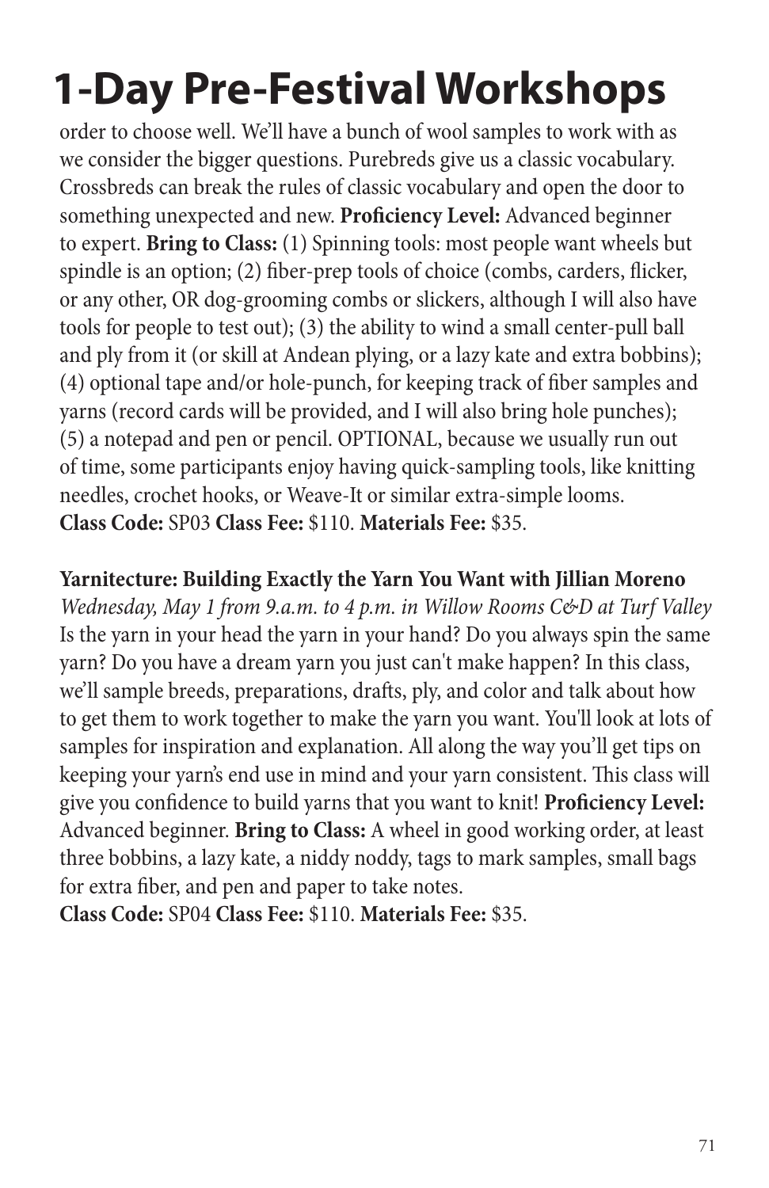# 1-Day Pre-Festival Workshops

order to choose well. We'll have a bunch of wool samples to work with as we consider the bigger questions. Purebreds give us a classic vocabulary. Crossbreds can break the rules of classic vocabulary and open the door to something unexpected and new. **Proficiency Level:** Advanced beginner to expert. **Bring to Class:** (1) Spinning tools: most people want wheels but spindle is an option; (2) fiber-prep tools of choice (combs, carders, flicker, or any other, OR dog-grooming combs or slickers, although I will also have tools for people to test out); (3) the ability to wind a small center-pull ball and ply from it (or skill at Andean plying, or a lazy kate and extra bobbins); (4) optional tape and/or hole-punch, for keeping track of fiber samples and yarns (record cards will be provided, and I will also bring hole punches); (5) a notepad and pen or pencil. OPTIONAL, because we usually run out of time, some participants enjoy having quick-sampling tools, like knitting needles, crochet hooks, or Weave-It or similar extra-simple looms.
**Class Code:** SP03 **Class Fee:** $110. **Materials Fee:** $35.

**Yarnitecture: Building Exactly the Yarn You Want with Jillian Moreno**
*Wednesday, May 1 from 9.a.m. to 4 p.m. in Willow Rooms C&D at Turf Valley*
Is the yarn in your head the yarn in your hand? Do you always spin the same yarn? Do you have a dream yarn you just can't make happen? In this class, we'll sample breeds, preparations, drafts, ply, and color and talk about how to get them to work together to make the yarn you want. You'll look at lots of samples for inspiration and explanation. All along the way you'll get tips on keeping your yarn's end use in mind and your yarn consistent. This class will give you confidence to build yarns that you want to knit! **Proficiency Level:** Advanced beginner. **Bring to Class:** A wheel in good working order, at least three bobbins, a lazy kate, a niddy noddy, tags to mark samples, small bags for extra fiber, and pen and paper to take notes.
**Class Code:** SP04 **Class Fee:** $110. **Materials Fee:** $35.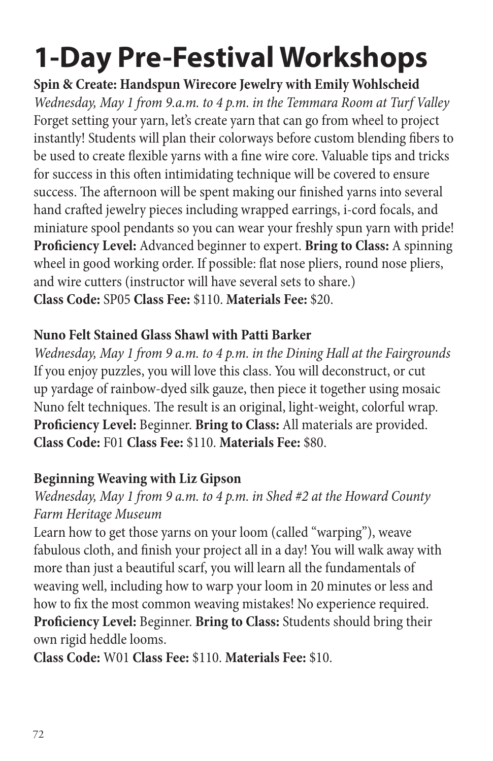# 1-Day Pre-Festival Workshops

**Spin & Create: Handspun Wirecore Jewelry with Emily Wohlscheid**

*Wednesday, May 1 from 9.a.m. to 4 p.m. in the Temmara Room at Turf Valley*

Forget setting your yarn, let's create yarn that can go from wheel to project instantly! Students will plan their colorways before custom blending fibers to be used to create flexible yarns with a fine wire core. Valuable tips and tricks for success in this often intimidating technique will be covered to ensure success. The afternoon will be spent making our finished yarns into several hand crafted jewelry pieces including wrapped earrings, i-cord focals, and miniature spool pendants so you can wear your freshly spun yarn with pride! **Proficiency Level:** Advanced beginner to expert. **Bring to Class:** A spinning wheel in good working order. If possible: flat nose pliers, round nose pliers, and wire cutters (instructor will have several sets to share.)

**Class Code:** SP05 **Class Fee:** $110. **Materials Fee:** $20.

**Nuno Felt Stained Glass Shawl with Patti Barker**

*Wednesday, May 1 from 9 a.m. to 4 p.m. in the Dining Hall at the Fairgrounds*

If you enjoy puzzles, you will love this class. You will deconstruct, or cut up yardage of rainbow-dyed silk gauze, then piece it together using mosaic Nuno felt techniques. The result is an original, light-weight, colorful wrap. **Proficiency Level:** Beginner. **Bring to Class:** All materials are provided.

**Class Code:** F01 **Class Fee:** $110. **Materials Fee:** $80.

**Beginning Weaving with Liz Gipson**

*Wednesday, May 1 from 9 a.m. to 4 p.m. in Shed #2 at the Howard County Farm Heritage Museum*

Learn how to get those yarns on your loom (called "warping"), weave fabulous cloth, and finish your project all in a day! You will walk away with more than just a beautiful scarf, you will learn all the fundamentals of weaving well, including how to warp your loom in 20 minutes or less and how to fix the most common weaving mistakes! No experience required. **Proficiency Level:** Beginner. **Bring to Class:** Students should bring their own rigid heddle looms.

**Class Code:** W01 **Class Fee:** $110. **Materials Fee:** $10.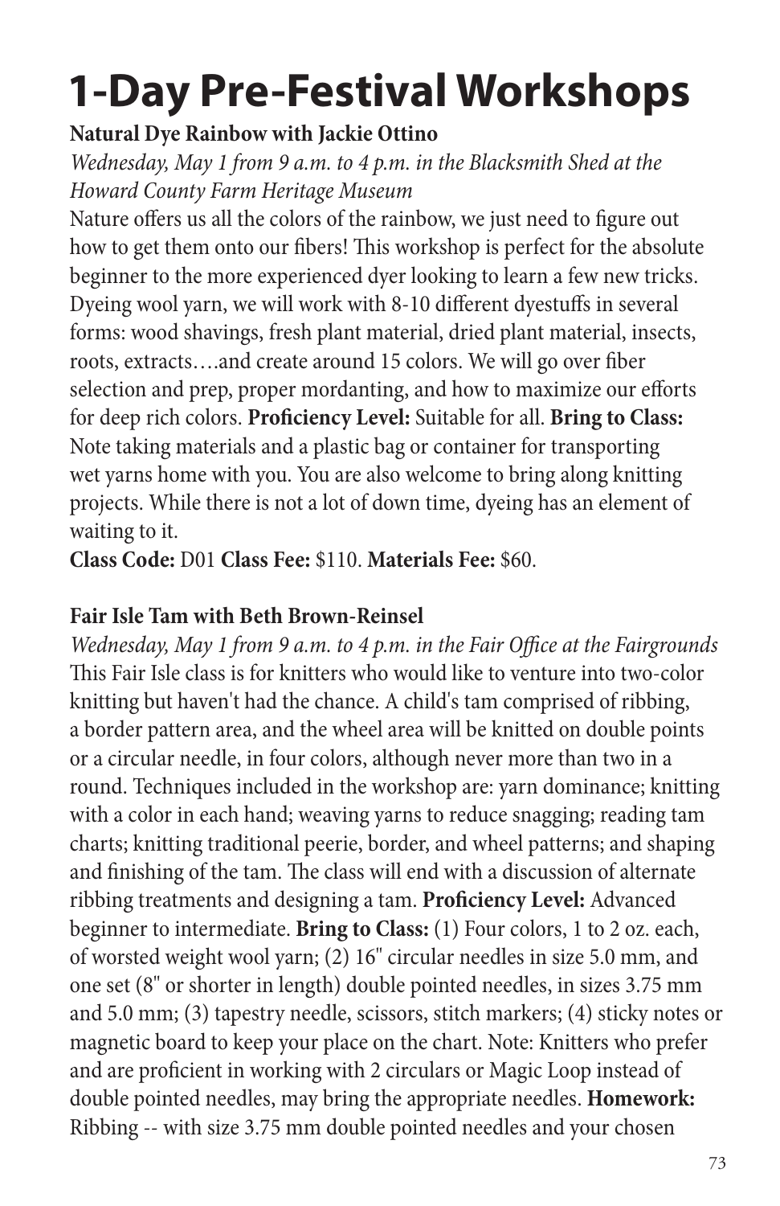# 1-Day Pre-Festival Workshops

**Natural Dye Rainbow with Jackie Ottino**

*Wednesday, May 1 from 9 a.m. to 4 p.m. in the Blacksmith Shed at the Howard County Farm Heritage Museum*

Nature offers us all the colors of the rainbow, we just need to figure out how to get them onto our fibers! This workshop is perfect for the absolute beginner to the more experienced dyer looking to learn a few new tricks. Dyeing wool yarn, we will work with 8-10 different dyestuffs in several forms: wood shavings, fresh plant material, dried plant material, insects, roots, extracts….and create around 15 colors. We will go over fiber selection and prep, proper mordanting, and how to maximize our efforts for deep rich colors. **Proficiency Level:** Suitable for all. **Bring to Class:** Note taking materials and a plastic bag or container for transporting wet yarns home with you. You are also welcome to bring along knitting projects. While there is not a lot of down time, dyeing has an element of waiting to it.

**Class Code:** D01 **Class Fee:** $110. **Materials Fee:** $60.

**Fair Isle Tam with Beth Brown-Reinsel**

*Wednesday, May 1 from 9 a.m. to 4 p.m. in the Fair Office at the Fairgrounds*

This Fair Isle class is for knitters who would like to venture into two-color knitting but haven't had the chance. A child's tam comprised of ribbing, a border pattern area, and the wheel area will be knitted on double points or a circular needle, in four colors, although never more than two in a round. Techniques included in the workshop are: yarn dominance; knitting with a color in each hand; weaving yarns to reduce snagging; reading tam charts; knitting traditional peerie, border, and wheel patterns; and shaping and finishing of the tam. The class will end with a discussion of alternate ribbing treatments and designing a tam. **Proficiency Level:** Advanced beginner to intermediate. **Bring to Class:** (1) Four colors, 1 to 2 oz. each, of worsted weight wool yarn; (2) 16" circular needles in size 5.0 mm, and one set (8" or shorter in length) double pointed needles, in sizes 3.75 mm and 5.0 mm; (3) tapestry needle, scissors, stitch markers; (4) sticky notes or magnetic board to keep your place on the chart. Note: Knitters who prefer and are proficient in working with 2 circulars or Magic Loop instead of double pointed needles, may bring the appropriate needles. **Homework:** Ribbing -- with size 3.75 mm double pointed needles and your chosen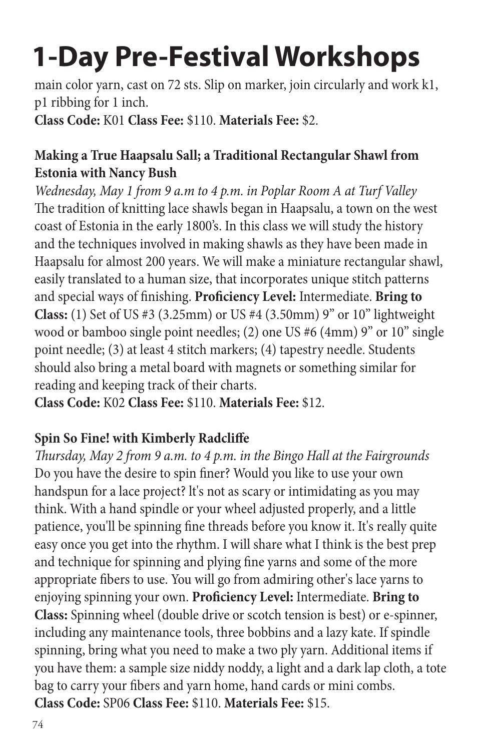# 1-Day Pre-Festival Workshops

main color yarn, cast on 72 sts. Slip on marker, join circularly and work k1, p1 ribbing for 1 inch.

**Class Code:** K01 **Class Fee:** $110. **Materials Fee:** $2.

**Making a True Haapsalu Sall; a Traditional Rectangular Shawl from Estonia with Nancy Bush**

*Wednesday, May 1 from 9 a.m to 4 p.m. in Poplar Room A at Turf Valley*

The tradition of knitting lace shawls began in Haapsalu, a town on the west coast of Estonia in the early 1800's. In this class we will study the history and the techniques involved in making shawls as they have been made in Haapsalu for almost 200 years. We will make a miniature rectangular shawl, easily translated to a human size, that incorporates unique stitch patterns and special ways of finishing. **Proficiency Level:** Intermediate. **Bring to Class:** (1) Set of US #3 (3.25mm) or US #4 (3.50mm) 9" or 10" lightweight wood or bamboo single point needles; (2) one US #6 (4mm) 9" or 10" single point needle; (3) at least 4 stitch markers; (4) tapestry needle. Students should also bring a metal board with magnets or something similar for reading and keeping track of their charts.

**Class Code:** K02 **Class Fee:** $110. **Materials Fee:** $12.

**Spin So Fine! with Kimberly Radcliffe**

*Thursday, May 2 from 9 a.m. to 4 p.m. in the Bingo Hall at the Fairgrounds*

Do you have the desire to spin finer? Would you like to use your own handspun for a lace project? lt's not as scary or intimidating as you may think. With a hand spindle or your wheel adjusted properly, and a little patience, you'll be spinning fine threads before you know it. It's really quite easy once you get into the rhythm. I will share what I think is the best prep and technique for spinning and plying fine yarns and some of the more appropriate fibers to use. You will go from admiring other's lace yarns to enjoying spinning your own. **Proficiency Level:** Intermediate. **Bring to Class:** Spinning wheel (double drive or scotch tension is best) or e-spinner, including any maintenance tools, three bobbins and a lazy kate. If spindle spinning, bring what you need to make a two ply yarn. Additional items if you have them: a sample size niddy noddy, a light and a dark lap cloth, a tote bag to carry your fibers and yarn home, hand cards or mini combs.

**Class Code:** SP06 **Class Fee:** $110. **Materials Fee:** $15.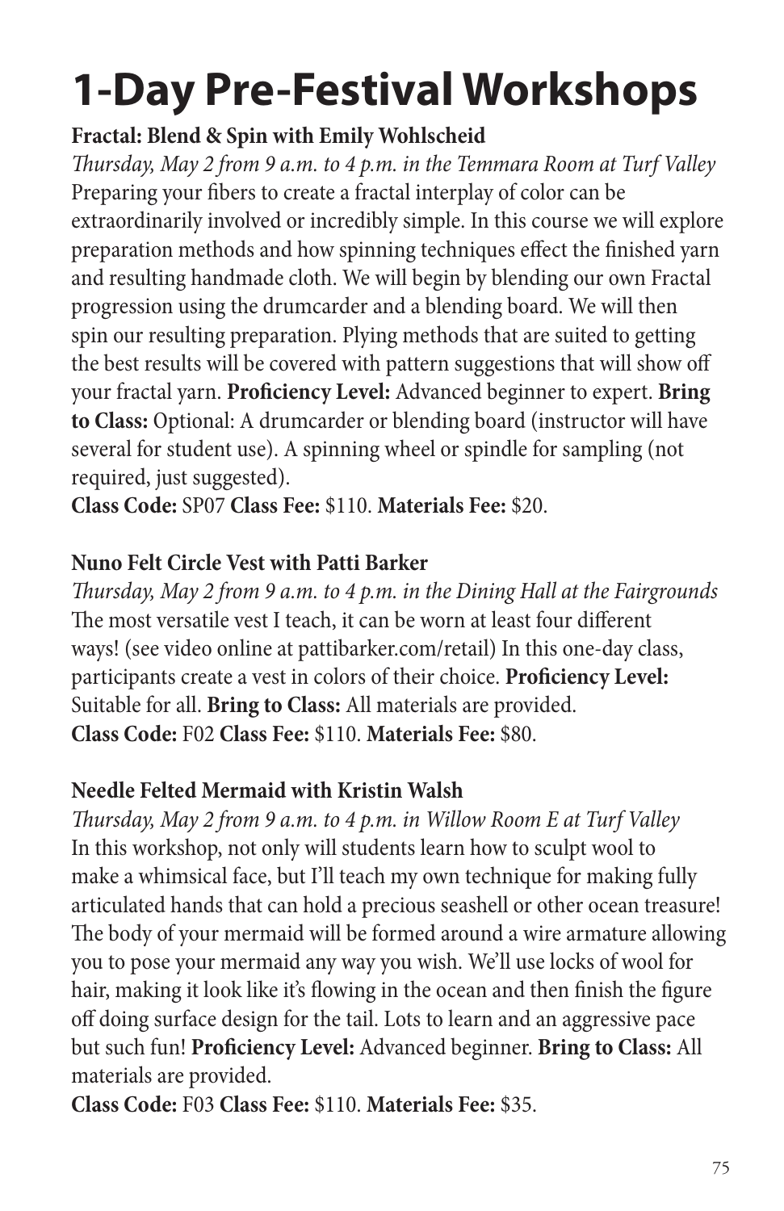# 1-Day Pre-Festival Workshops

**Fractal: Blend & Spin with Emily Wohlscheid**

*Thursday, May 2 from 9 a.m. to 4 p.m. in the Temmara Room at Turf Valley*

Preparing your fibers to create a fractal interplay of color can be extraordinarily involved or incredibly simple. In this course we will explore preparation methods and how spinning techniques effect the finished yarn and resulting handmade cloth. We will begin by blending our own Fractal progression using the drumcarder and a blending board. We will then spin our resulting preparation. Plying methods that are suited to getting the best results will be covered with pattern suggestions that will show off your fractal yarn. **Proficiency Level:** Advanced beginner to expert. **Bring to Class:** Optional: A drumcarder or blending board (instructor will have several for student use). A spinning wheel or spindle for sampling (not required, just suggested).

**Class Code:** SP07 **Class Fee:** $110. **Materials Fee:** $20.

**Nuno Felt Circle Vest with Patti Barker**

*Thursday, May 2 from 9 a.m. to 4 p.m. in the Dining Hall at the Fairgrounds*

The most versatile vest I teach, it can be worn at least four different ways! (see video online at pattibarker.com/retail) In this one-day class, participants create a vest in colors of their choice. **Proficiency Level:** Suitable for all. **Bring to Class:** All materials are provided.

**Class Code:** F02 **Class Fee:** $110. **Materials Fee:** $80.

**Needle Felted Mermaid with Kristin Walsh**

*Thursday, May 2 from 9 a.m. to 4 p.m. in Willow Room E at Turf Valley*

In this workshop, not only will students learn how to sculpt wool to make a whimsical face, but I'll teach my own technique for making fully articulated hands that can hold a precious seashell or other ocean treasure! The body of your mermaid will be formed around a wire armature allowing you to pose your mermaid any way you wish. We'll use locks of wool for hair, making it look like it's flowing in the ocean and then finish the figure off doing surface design for the tail. Lots to learn and an aggressive pace but such fun! **Proficiency Level:** Advanced beginner. **Bring to Class:** All materials are provided.

**Class Code:** F03 **Class Fee:** $110. **Materials Fee:** $35.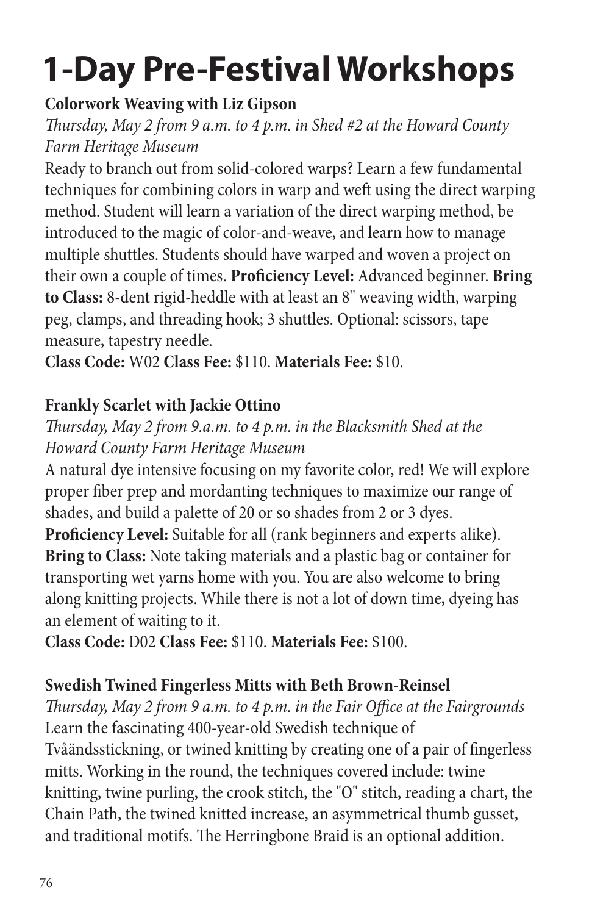# 1-Day Pre-Festival Workshops

**Colorwork Weaving with Liz Gipson**

*Thursday, May 2 from 9 a.m. to 4 p.m. in Shed #2 at the Howard County Farm Heritage Museum*

Ready to branch out from solid-colored warps? Learn a few fundamental techniques for combining colors in warp and weft using the direct warping method. Student will learn a variation of the direct warping method, be introduced to the magic of color-and-weave, and learn how to manage multiple shuttles. Students should have warped and woven a project on their own a couple of times. **Proficiency Level:** Advanced beginner. **Bring to Class:** 8-dent rigid-heddle with at least an 8" weaving width, warping peg, clamps, and threading hook; 3 shuttles. Optional: scissors, tape measure, tapestry needle.

**Class Code:** W02 **Class Fee:** $110. **Materials Fee:** $10.

**Frankly Scarlet with Jackie Ottino**

*Thursday, May 2 from 9.a.m. to 4 p.m. in the Blacksmith Shed at the Howard County Farm Heritage Museum*

A natural dye intensive focusing on my favorite color, red! We will explore proper fiber prep and mordanting techniques to maximize our range of shades, and build a palette of 20 or so shades from 2 or 3 dyes.

**Proficiency Level:** Suitable for all (rank beginners and experts alike).

**Bring to Class:** Note taking materials and a plastic bag or container for transporting wet yarns home with you. You are also welcome to bring along knitting projects. While there is not a lot of down time, dyeing has an element of waiting to it.

**Class Code:** D02 **Class Fee:** $110. **Materials Fee:** $100.

**Swedish Twined Fingerless Mitts with Beth Brown-Reinsel**

*Thursday, May 2 from 9 a.m. to 4 p.m. in the Fair Office at the Fairgrounds*

Learn the fascinating 400-year-old Swedish technique of Tvåändsstickning, or twined knitting by creating one of a pair of fingerless mitts. Working in the round, the techniques covered include: twine knitting, twine purling, the crook stitch, the "O" stitch, reading a chart, the Chain Path, the twined knitted increase, an asymmetrical thumb gusset, and traditional motifs. The Herringbone Braid is an optional addition.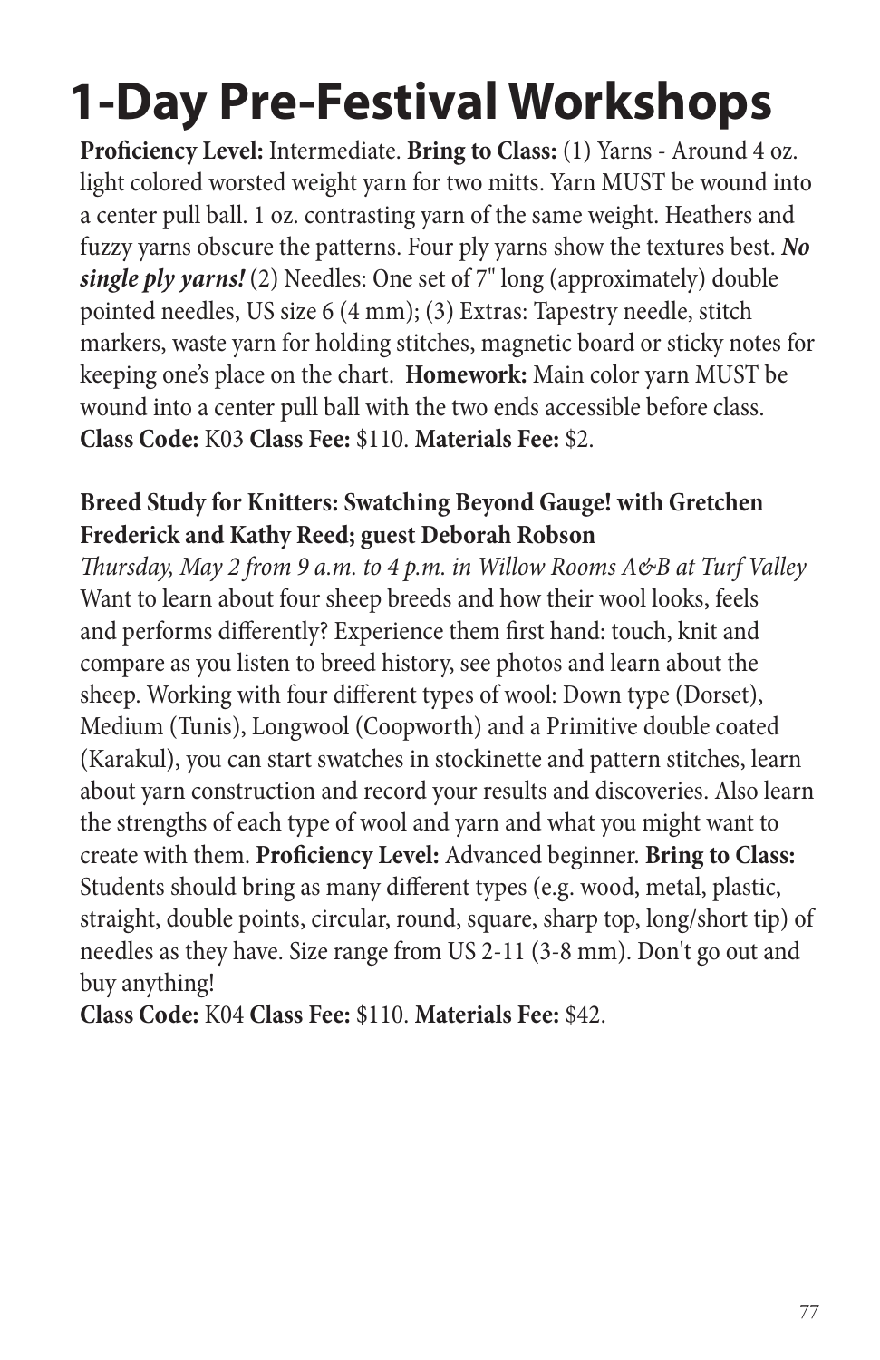# 1-Day Pre-Festival Workshops

**Proficiency Level:** Intermediate. **Bring to Class:** (1) Yarns - Around 4 oz. light colored worsted weight yarn for two mitts. Yarn MUST be wound into a center pull ball. 1 oz. contrasting yarn of the same weight. Heathers and fuzzy yarns obscure the patterns. Four ply yarns show the textures best. ***No single ply yarns!*** (2) Needles: One set of 7" long (approximately) double pointed needles, US size 6 (4 mm); (3) Extras: Tapestry needle, stitch markers, waste yarn for holding stitches, magnetic board or sticky notes for keeping one's place on the chart. **Homework:** Main color yarn MUST be wound into a center pull ball with the two ends accessible before class. **Class Code:** K03 **Class Fee:** $110. **Materials Fee:** $2.

**Breed Study for Knitters: Swatching Beyond Gauge! with Gretchen Frederick and Kathy Reed; guest Deborah Robson**

*Thursday, May 2 from 9 a.m. to 4 p.m. in Willow Rooms A&B at Turf Valley*

Want to learn about four sheep breeds and how their wool looks, feels and performs differently? Experience them first hand: touch, knit and compare as you listen to breed history, see photos and learn about the sheep. Working with four different types of wool: Down type (Dorset), Medium (Tunis), Longwool (Coopworth) and a Primitive double coated (Karakul), you can start swatches in stockinette and pattern stitches, learn about yarn construction and record your results and discoveries. Also learn the strengths of each type of wool and yarn and what you might want to create with them. **Proficiency Level:** Advanced beginner. **Bring to Class:** Students should bring as many different types (e.g. wood, metal, plastic, straight, double points, circular, round, square, sharp top, long/short tip) of needles as they have. Size range from US 2-11 (3-8 mm). Don't go out and buy anything!

**Class Code:** K04 **Class Fee:** $110. **Materials Fee:** $42.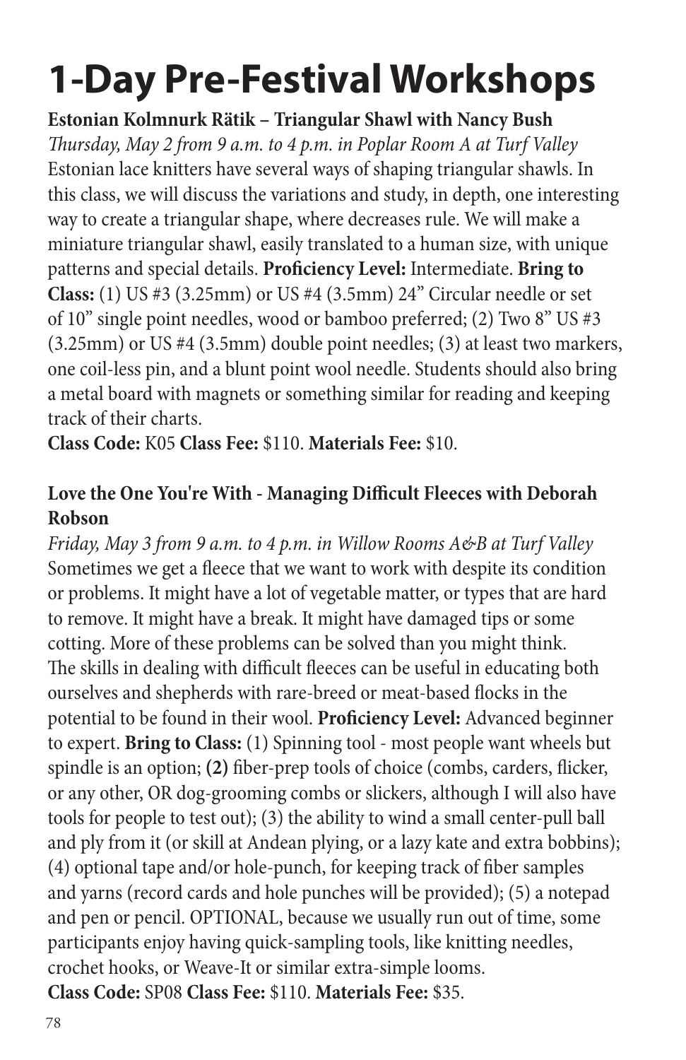# 1-Day Pre-Festival Workshops

**Estonian Kolmnurk Rätik – Triangular Shawl with Nancy Bush**

*Thursday, May 2 from 9 a.m. to 4 p.m. in Poplar Room A at Turf Valley*

Estonian lace knitters have several ways of shaping triangular shawls. In this class, we will discuss the variations and study, in depth, one interesting way to create a triangular shape, where decreases rule. We will make a miniature triangular shawl, easily translated to a human size, with unique patterns and special details. **Proficiency Level:** Intermediate. **Bring to Class:** (1) US #3 (3.25mm) or US #4 (3.5mm) 24" Circular needle or set of 10" single point needles, wood or bamboo preferred; (2) Two 8" US #3 (3.25mm) or US #4 (3.5mm) double point needles; (3) at least two markers, one coil-less pin, and a blunt point wool needle. Students should also bring a metal board with magnets or something similar for reading and keeping track of their charts.

**Class Code:** K05 **Class Fee:** $110. **Materials Fee:** $10.

**Love the One You're With - Managing Difficult Fleeces with Deborah Robson**

*Friday, May 3 from 9 a.m. to 4 p.m. in Willow Rooms A&B at Turf Valley*

Sometimes we get a fleece that we want to work with despite its condition or problems. It might have a lot of vegetable matter, or types that are hard to remove. It might have a break. It might have damaged tips or some cotting. More of these problems can be solved than you might think. The skills in dealing with difficult fleeces can be useful in educating both ourselves and shepherds with rare-breed or meat-based flocks in the potential to be found in their wool. **Proficiency Level:** Advanced beginner to expert. **Bring to Class:** (1) Spinning tool - most people want wheels but spindle is an option; **(2)** fiber-prep tools of choice (combs, carders, flicker, or any other, OR dog-grooming combs or slickers, although I will also have tools for people to test out); (3) the ability to wind a small center-pull ball and ply from it (or skill at Andean plying, or a lazy kate and extra bobbins); (4) optional tape and/or hole-punch, for keeping track of fiber samples and yarns (record cards and hole punches will be provided); (5) a notepad and pen or pencil. OPTIONAL, because we usually run out of time, some participants enjoy having quick-sampling tools, like knitting needles, crochet hooks, or Weave-It or similar extra-simple looms.

**Class Code:** SP08 **Class Fee:** $110. **Materials Fee:** $35.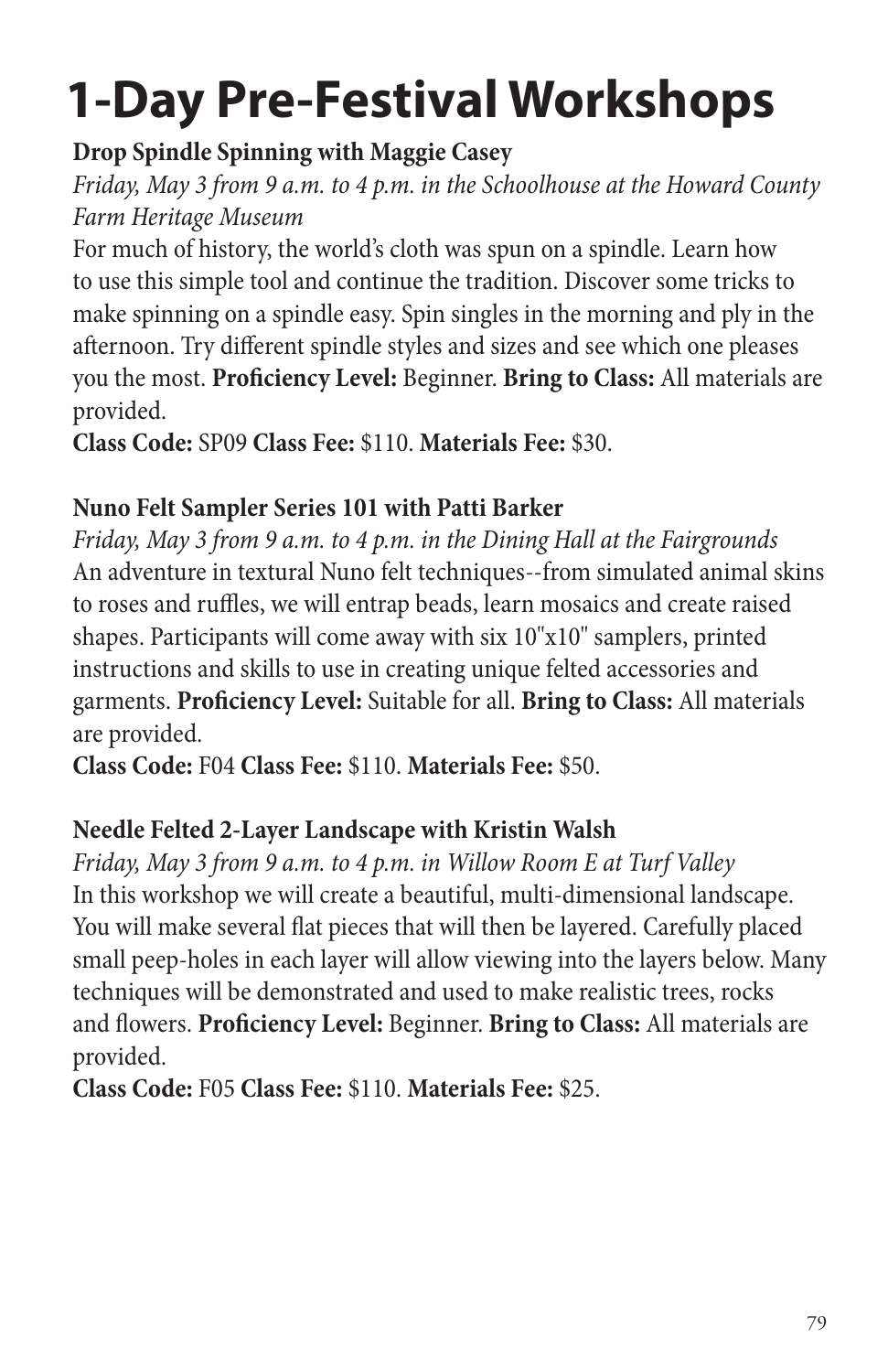# 1-Day Pre-Festival Workshops

**Drop Spindle Spinning with Maggie Casey**

*Friday, May 3 from 9 a.m. to 4 p.m. in the Schoolhouse at the Howard County Farm Heritage Museum*

For much of history, the world's cloth was spun on a spindle. Learn how to use this simple tool and continue the tradition. Discover some tricks to make spinning on a spindle easy. Spin singles in the morning and ply in the afternoon. Try different spindle styles and sizes and see which one pleases you the most. **Proficiency Level:** Beginner. **Bring to Class:** All materials are provided.

**Class Code:** SP09 **Class Fee:** $110. **Materials Fee:** $30.

**Nuno Felt Sampler Series 101 with Patti Barker**

*Friday, May 3 from 9 a.m. to 4 p.m. in the Dining Hall at the Fairgrounds*

An adventure in textural Nuno felt techniques--from simulated animal skins to roses and ruffles, we will entrap beads, learn mosaics and create raised shapes. Participants will come away with six 10"x10" samplers, printed instructions and skills to use in creating unique felted accessories and garments. **Proficiency Level:** Suitable for all. **Bring to Class:** All materials are provided.

**Class Code:** F04 **Class Fee:** $110. **Materials Fee:** $50.

**Needle Felted 2-Layer Landscape with Kristin Walsh**

*Friday, May 3 from 9 a.m. to 4 p.m. in Willow Room E at Turf Valley*

In this workshop we will create a beautiful, multi-dimensional landscape. You will make several flat pieces that will then be layered. Carefully placed small peep-holes in each layer will allow viewing into the layers below. Many techniques will be demonstrated and used to make realistic trees, rocks and flowers. **Proficiency Level:** Beginner. **Bring to Class:** All materials are provided.

**Class Code:** F05 **Class Fee:** $110. **Materials Fee:** $25.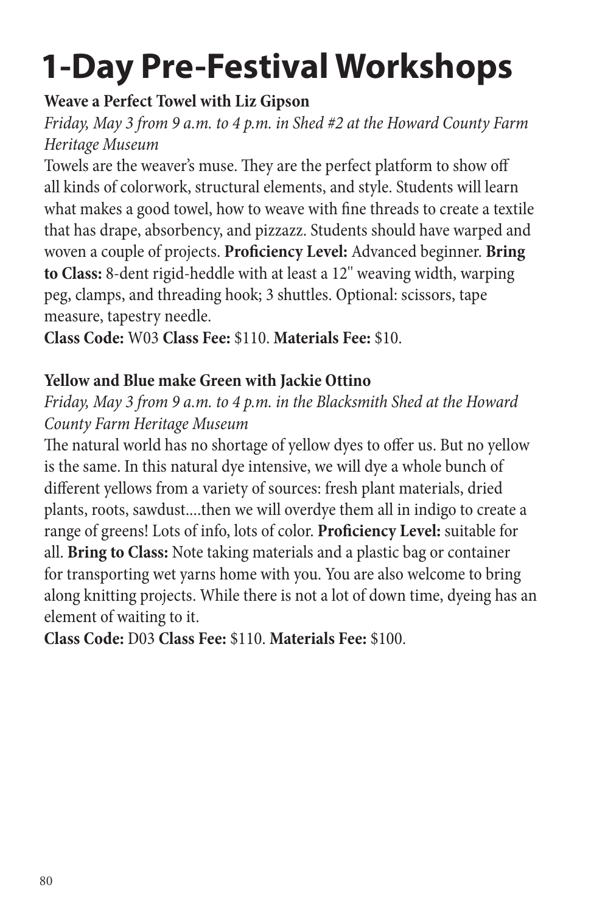# 1-Day Pre-Festival Workshops

**Weave a Perfect Towel with Liz Gipson**

*Friday, May 3 from 9 a.m. to 4 p.m. in Shed #2 at the Howard County Farm Heritage Museum*

Towels are the weaver's muse. They are the perfect platform to show off all kinds of colorwork, structural elements, and style. Students will learn what makes a good towel, how to weave with fine threads to create a textile that has drape, absorbency, and pizzazz. Students should have warped and woven a couple of projects. **Proficiency Level:** Advanced beginner. **Bring to Class:** 8-dent rigid-heddle with at least a 12" weaving width, warping peg, clamps, and threading hook; 3 shuttles. Optional: scissors, tape measure, tapestry needle.

**Class Code:** W03 **Class Fee:** $110. **Materials Fee:** $10.

**Yellow and Blue make Green with Jackie Ottino**

*Friday, May 3 from 9 a.m. to 4 p.m. in the Blacksmith Shed at the Howard County Farm Heritage Museum*

The natural world has no shortage of yellow dyes to offer us. But no yellow is the same. In this natural dye intensive, we will dye a whole bunch of different yellows from a variety of sources: fresh plant materials, dried plants, roots, sawdust....then we will overdye them all in indigo to create a range of greens! Lots of info, lots of color. **Proficiency Level:** suitable for all. **Bring to Class:** Note taking materials and a plastic bag or container for transporting wet yarns home with you. You are also welcome to bring along knitting projects. While there is not a lot of down time, dyeing has an element of waiting to it.

**Class Code:** D03 **Class Fee:** $110. **Materials Fee:** $100.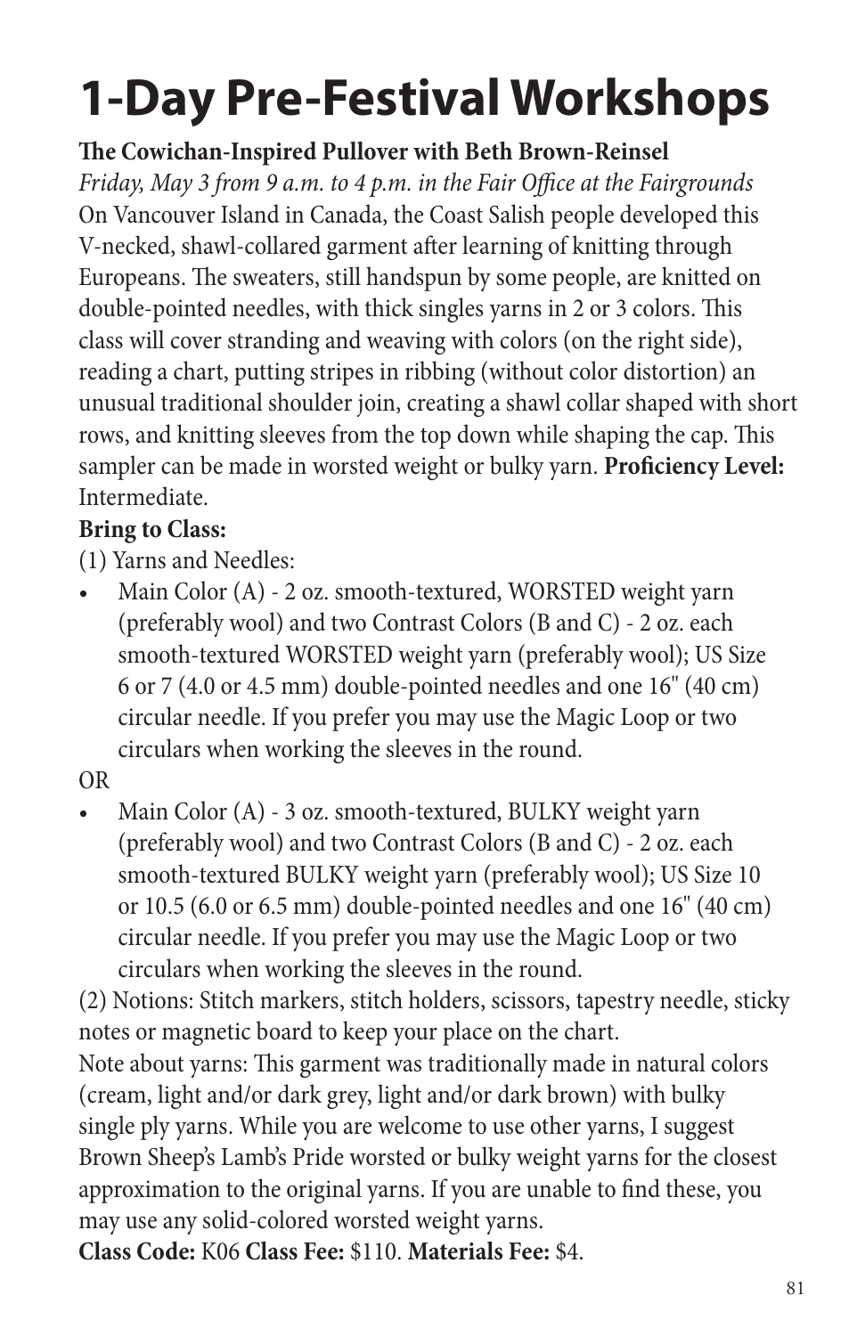# 1-Day Pre-Festival Workshops

**The Cowichan-Inspired Pullover with Beth Brown-Reinsel**

*Friday, May 3 from 9 a.m. to 4 p.m. in the Fair Office at the Fairgrounds*

On Vancouver Island in Canada, the Coast Salish people developed this V-necked, shawl-collared garment after learning of knitting through Europeans. The sweaters, still handspun by some people, are knitted on double-pointed needles, with thick singles yarns in 2 or 3 colors. This class will cover stranding and weaving with colors (on the right side), reading a chart, putting stripes in ribbing (without color distortion) an unusual traditional shoulder join, creating a shawl collar shaped with short rows, and knitting sleeves from the top down while shaping the cap. This sampler can be made in worsted weight or bulky yarn. **Proficiency Level:** Intermediate.

**Bring to Class:**

(1) Yarns and Needles:

- Main Color (A) - 2 oz. smooth-textured, WORSTED weight yarn (preferably wool) and two Contrast Colors (B and C) - 2 oz. each smooth-textured WORSTED weight yarn (preferably wool); US Size 6 or 7 (4.0 or 4.5 mm) double-pointed needles and one 16" (40 cm) circular needle. If you prefer you may use the Magic Loop or two circulars when working the sleeves in the round.

OR

- Main Color (A) - 3 oz. smooth-textured, BULKY weight yarn (preferably wool) and two Contrast Colors (B and C) - 2 oz. each smooth-textured BULKY weight yarn (preferably wool); US Size 10 or 10.5 (6.0 or 6.5 mm) double-pointed needles and one 16" (40 cm) circular needle. If you prefer you may use the Magic Loop or two circulars when working the sleeves in the round.

(2) Notions: Stitch markers, stitch holders, scissors, tapestry needle, sticky notes or magnetic board to keep your place on the chart.

Note about yarns: This garment was traditionally made in natural colors (cream, light and/or dark grey, light and/or dark brown) with bulky single ply yarns. While you are welcome to use other yarns, I suggest Brown Sheep's Lamb's Pride worsted or bulky weight yarns for the closest approximation to the original yarns. If you are unable to find these, you may use any solid-colored worsted weight yarns.

**Class Code:** K06 **Class Fee:** $110. **Materials Fee:** $4.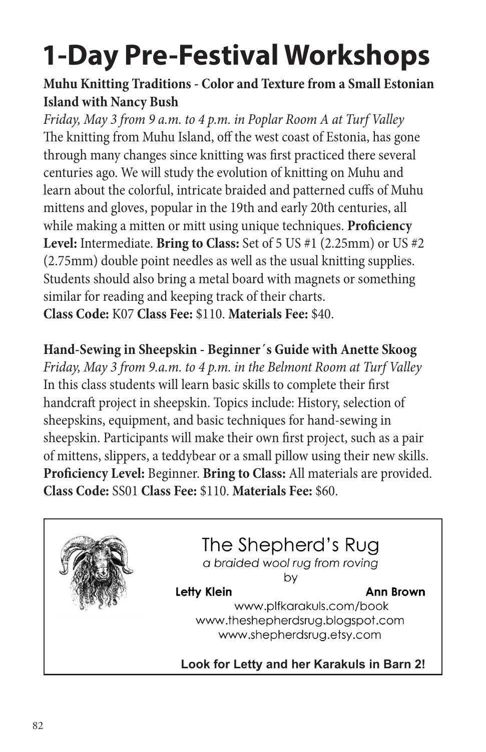# 1-Day Pre-Festival Workshops

**Muhu Knitting Traditions - Color and Texture from a Small Estonian Island with Nancy Bush**

*Friday, May 3 from 9 a.m. to 4 p.m. in Poplar Room A at Turf Valley*

The knitting from Muhu Island, off the west coast of Estonia, has gone through many changes since knitting was first practiced there several centuries ago. We will study the evolution of knitting on Muhu and learn about the colorful, intricate braided and patterned cuffs of Muhu mittens and gloves, popular in the 19th and early 20th centuries, all while making a mitten or mitt using unique techniques. **Proficiency Level:** Intermediate. **Bring to Class:** Set of 5 US #1 (2.25mm) or US #2 (2.75mm) double point needles as well as the usual knitting supplies. Students should also bring a metal board with magnets or something similar for reading and keeping track of their charts.
**Class Code:** K07 **Class Fee:** $110. **Materials Fee:** $40.

**Hand-Sewing in Sheepskin - Beginner´s Guide with Anette Skoog**

*Friday, May 3 from 9.a.m. to 4 p.m. in the Belmont Room at Turf Valley*

In this class students will learn basic skills to complete their first handcraft project in sheepskin. Topics include: History, selection of sheepskins, equipment, and basic techniques for hand-sewing in sheepskin. Participants will make their own first project, such as a pair of mittens, slippers, a teddybear or a small pillow using their new skills. **Proficiency Level:** Beginner. **Bring to Class:** All materials are provided. **Class Code:** SS01 **Class Fee:** $110. **Materials Fee:** $60.

---

The Shepherd's Rug

*a braided wool rug from roving*

by

**Letty Klein** **Ann Brown**

www.plfkarakuls.com/book
www.theshepherdsrug.blogspot.com
www.shepherdsrug.etsy.com

**Look for Letty and her Karakuls in Barn 2!**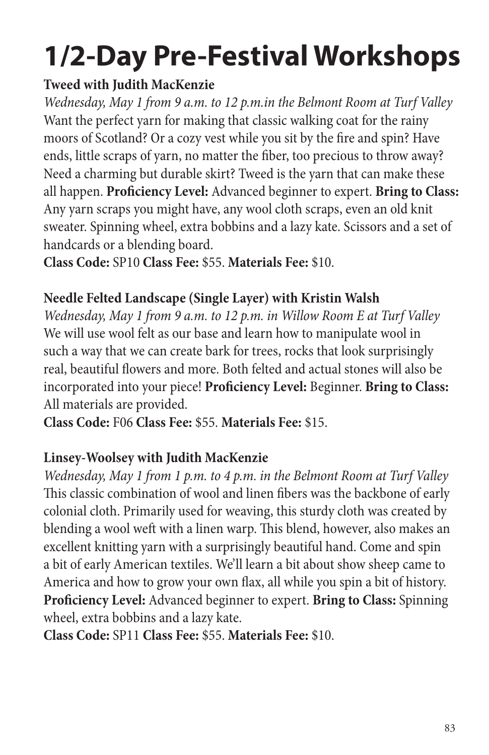# 1/2-Day Pre-Festival Workshops

**Tweed with Judith MacKenzie**

*Wednesday, May 1 from 9 a.m. to 12 p.m.in the Belmont Room at Turf Valley*
Want the perfect yarn for making that classic walking coat for the rainy moors of Scotland? Or a cozy vest while you sit by the fire and spin? Have ends, little scraps of yarn, no matter the fiber, too precious to throw away? Need a charming but durable skirt? Tweed is the yarn that can make these all happen. **Proficiency Level:** Advanced beginner to expert. **Bring to Class:** Any yarn scraps you might have, any wool cloth scraps, even an old knit sweater. Spinning wheel, extra bobbins and a lazy kate. Scissors and a set of handcards or a blending board.
**Class Code:** SP10 **Class Fee:** $55. **Materials Fee:** $10.

**Needle Felted Landscape (Single Layer) with Kristin Walsh**

*Wednesday, May 1 from 9 a.m. to 12 p.m. in Willow Room E at Turf Valley*
We will use wool felt as our base and learn how to manipulate wool in such a way that we can create bark for trees, rocks that look surprisingly real, beautiful flowers and more. Both felted and actual stones will also be incorporated into your piece! **Proficiency Level:** Beginner. **Bring to Class:** All materials are provided.
**Class Code:** F06 **Class Fee:** $55. **Materials Fee:** $15.

**Linsey-Woolsey with Judith MacKenzie**

*Wednesday, May 1 from 1 p.m. to 4 p.m. in the Belmont Room at Turf Valley*
This classic combination of wool and linen fibers was the backbone of early colonial cloth. Primarily used for weaving, this sturdy cloth was created by blending a wool weft with a linen warp. This blend, however, also makes an excellent knitting yarn with a surprisingly beautiful hand. Come and spin a bit of early American textiles. We'll learn a bit about show sheep came to America and how to grow your own flax, all while you spin a bit of history. **Proficiency Level:** Advanced beginner to expert. **Bring to Class:** Spinning wheel, extra bobbins and a lazy kate.
**Class Code:** SP11 **Class Fee:** $55. **Materials Fee:** $10.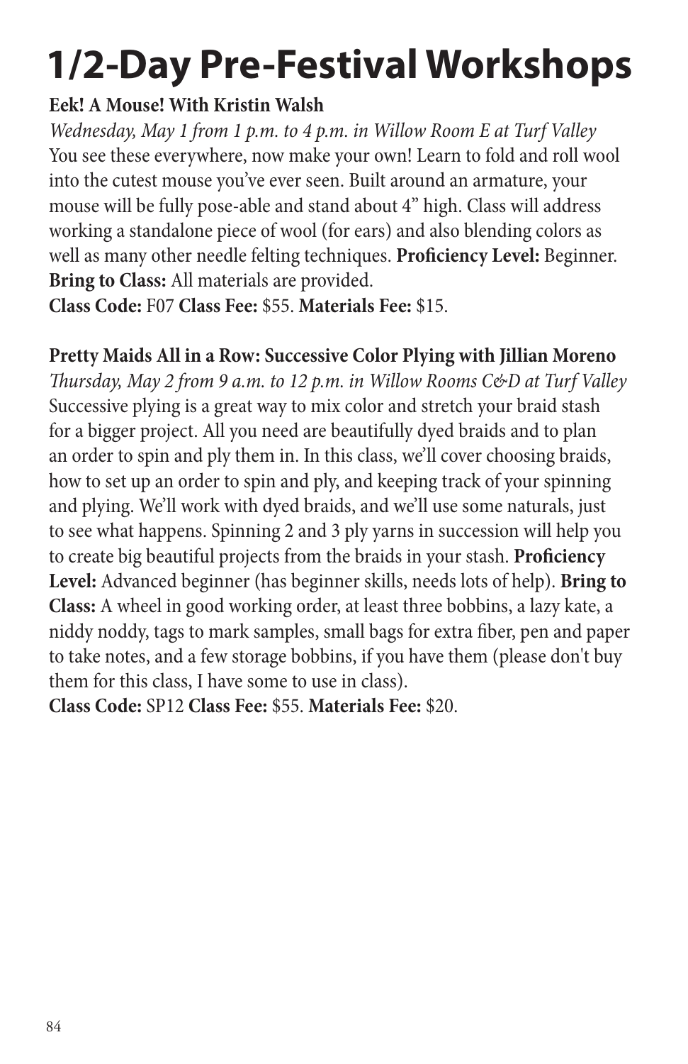# 1/2-Day Pre-Festival Workshops

**Eek! A Mouse! With Kristin Walsh**

*Wednesday, May 1 from 1 p.m. to 4 p.m. in Willow Room E at Turf Valley*

You see these everywhere, now make your own! Learn to fold and roll wool into the cutest mouse you've ever seen. Built around an armature, your mouse will be fully pose-able and stand about 4" high. Class will address working a standalone piece of wool (for ears) and also blending colors as well as many other needle felting techniques. **Proficiency Level:** Beginner. **Bring to Class:** All materials are provided.

**Class Code:** F07 **Class Fee:** $55. **Materials Fee:** $15.

**Pretty Maids All in a Row: Successive Color Plying with Jillian Moreno**

*Thursday, May 2 from 9 a.m. to 12 p.m. in Willow Rooms C&D at Turf Valley*

Successive plying is a great way to mix color and stretch your braid stash for a bigger project. All you need are beautifully dyed braids and to plan an order to spin and ply them in. In this class, we'll cover choosing braids, how to set up an order to spin and ply, and keeping track of your spinning and plying. We'll work with dyed braids, and we'll use some naturals, just to see what happens. Spinning 2 and 3 ply yarns in succession will help you to create big beautiful projects from the braids in your stash. **Proficiency Level:** Advanced beginner (has beginner skills, needs lots of help). **Bring to Class:** A wheel in good working order, at least three bobbins, a lazy kate, a niddy noddy, tags to mark samples, small bags for extra fiber, pen and paper to take notes, and a few storage bobbins, if you have them (please don't buy them for this class, I have some to use in class).

**Class Code:** SP12 **Class Fee:** $55. **Materials Fee:** $20.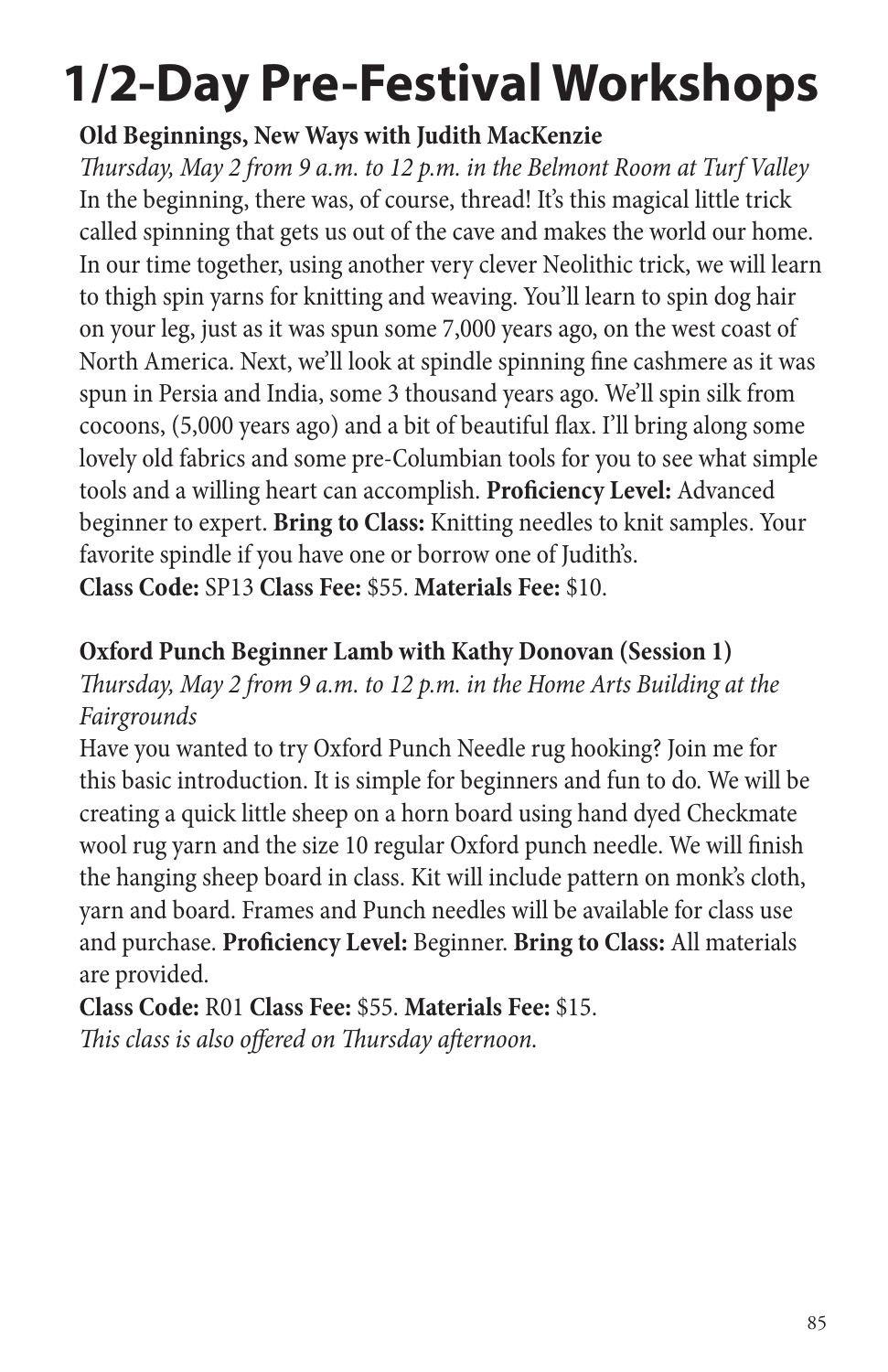# 1/2-Day Pre-Festival Workshops

**Old Beginnings, New Ways with Judith MacKenzie**

*Thursday, May 2 from 9 a.m. to 12 p.m. in the Belmont Room at Turf Valley*

In the beginning, there was, of course, thread! It's this magical little trick called spinning that gets us out of the cave and makes the world our home. In our time together, using another very clever Neolithic trick, we will learn to thigh spin yarns for knitting and weaving. You'll learn to spin dog hair on your leg, just as it was spun some 7,000 years ago, on the west coast of North America. Next, we'll look at spindle spinning fine cashmere as it was spun in Persia and India, some 3 thousand years ago. We'll spin silk from cocoons, (5,000 years ago) and a bit of beautiful flax. I'll bring along some lovely old fabrics and some pre-Columbian tools for you to see what simple tools and a willing heart can accomplish. **Proficiency Level:** Advanced beginner to expert. **Bring to Class:** Knitting needles to knit samples. Your favorite spindle if you have one or borrow one of Judith's.

**Class Code:** SP13 **Class Fee:** $55. **Materials Fee:** $10.

**Oxford Punch Beginner Lamb with Kathy Donovan (Session 1)**

*Thursday, May 2 from 9 a.m. to 12 p.m. in the Home Arts Building at the Fairgrounds*

Have you wanted to try Oxford Punch Needle rug hooking? Join me for this basic introduction. It is simple for beginners and fun to do. We will be creating a quick little sheep on a horn board using hand dyed Checkmate wool rug yarn and the size 10 regular Oxford punch needle. We will finish the hanging sheep board in class. Kit will include pattern on monk's cloth, yarn and board. Frames and Punch needles will be available for class use and purchase. **Proficiency Level:** Beginner. **Bring to Class:** All materials are provided.

**Class Code:** R01 **Class Fee:** $55. **Materials Fee:** $15.

*This class is also offered on Thursday afternoon.*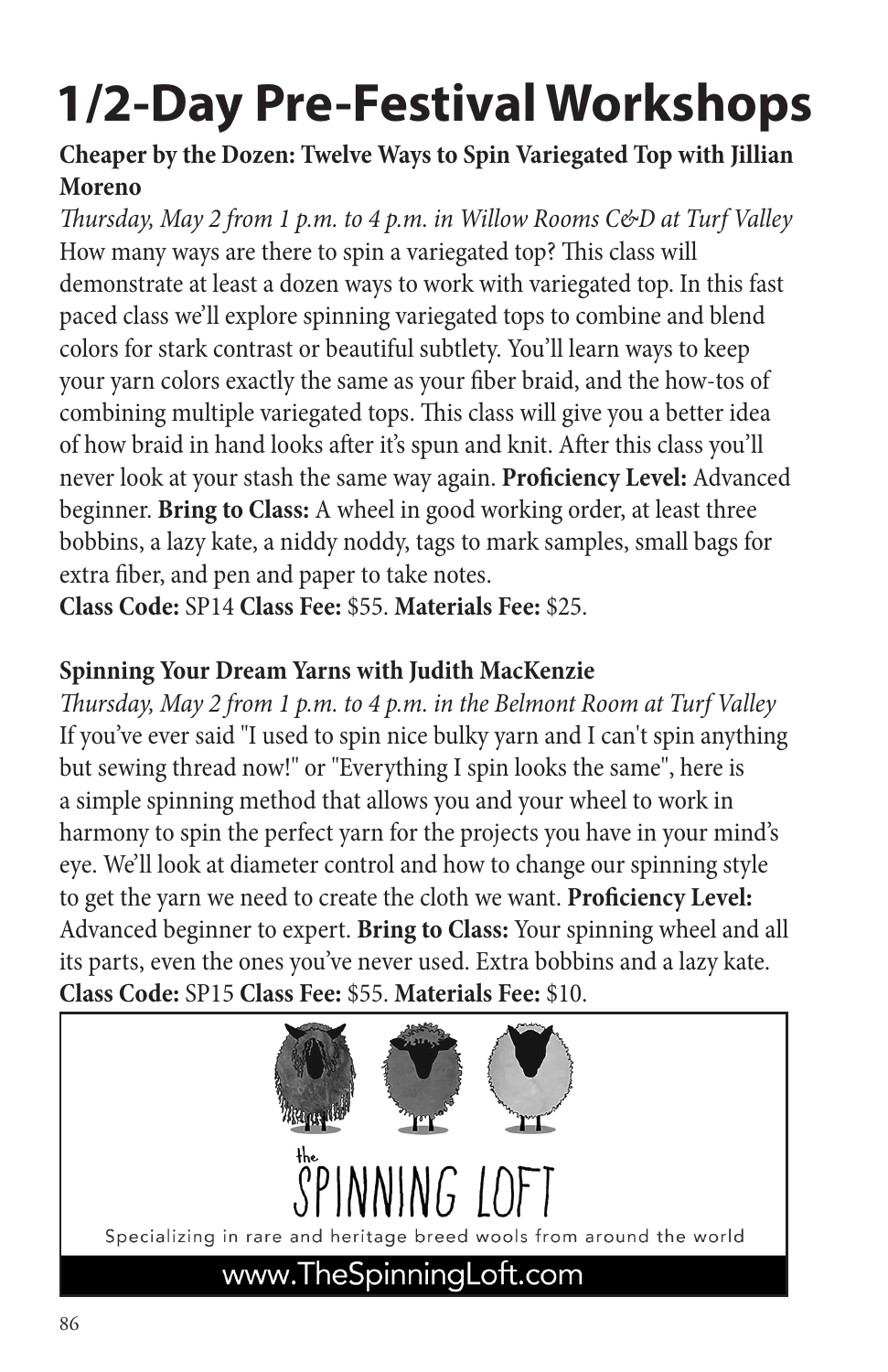# 1/2-Day Pre-Festival Workshops

**Cheaper by the Dozen: Twelve Ways to Spin Variegated Top with Jillian Moreno**

*Thursday, May 2 from 1 p.m. to 4 p.m. in Willow Rooms C&D at Turf Valley*

How many ways are there to spin a variegated top? This class will demonstrate at least a dozen ways to work with variegated top. In this fast paced class we'll explore spinning variegated tops to combine and blend colors for stark contrast or beautiful subtlety. You'll learn ways to keep your yarn colors exactly the same as your fiber braid, and the how-tos of combining multiple variegated tops. This class will give you a better idea of how braid in hand looks after it's spun and knit. After this class you'll never look at your stash the same way again. **Proficiency Level:** Advanced beginner. **Bring to Class:** A wheel in good working order, at least three bobbins, a lazy kate, a niddy noddy, tags to mark samples, small bags for extra fiber, and pen and paper to take notes.

**Class Code:** SP14 **Class Fee:** $55. **Materials Fee:** $25.

**Spinning Your Dream Yarns with Judith MacKenzie**

*Thursday, May 2 from 1 p.m. to 4 p.m. in the Belmont Room at Turf Valley*

If you've ever said "I used to spin nice bulky yarn and I can't spin anything but sewing thread now!" or "Everything I spin looks the same", here is a simple spinning method that allows you and your wheel to work in harmony to spin the perfect yarn for the projects you have in your mind's eye. We'll look at diameter control and how to change our spinning style to get the yarn we need to create the cloth we want. **Proficiency Level:** Advanced beginner to expert. **Bring to Class:** Your spinning wheel and all its parts, even the ones you've never used. Extra bobbins and a lazy kate.

**Class Code:** SP15 **Class Fee:** $55. **Materials Fee:** $10.

the SPINNING LOFT

Specializing in rare and heritage breed wools from around the world

www.TheSpinningLoft.com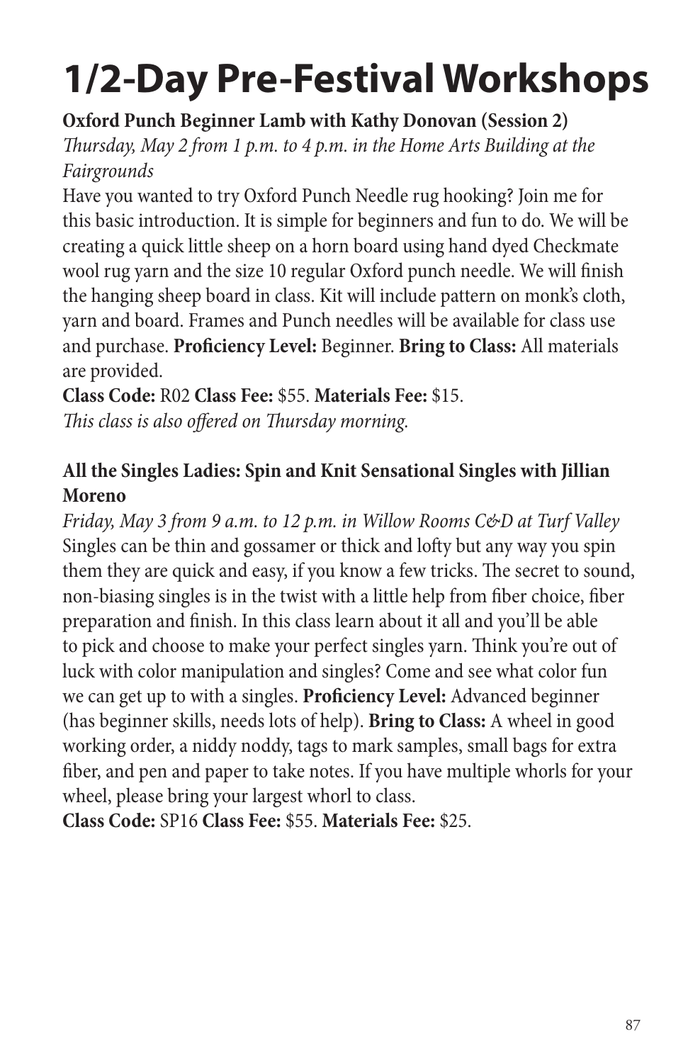# 1/2-Day Pre-Festival Workshops

**Oxford Punch Beginner Lamb with Kathy Donovan (Session 2)**

*Thursday, May 2 from 1 p.m. to 4 p.m. in the Home Arts Building at the Fairgrounds*

Have you wanted to try Oxford Punch Needle rug hooking? Join me for this basic introduction. It is simple for beginners and fun to do. We will be creating a quick little sheep on a horn board using hand dyed Checkmate wool rug yarn and the size 10 regular Oxford punch needle. We will finish the hanging sheep board in class. Kit will include pattern on monk's cloth, yarn and board. Frames and Punch needles will be available for class use and purchase. **Proficiency Level:** Beginner. **Bring to Class:** All materials are provided.

**Class Code:** R02 **Class Fee:** $55. **Materials Fee:** $15.

*This class is also offered on Thursday morning.*

**All the Singles Ladies: Spin and Knit Sensational Singles with Jillian Moreno**

*Friday, May 3 from 9 a.m. to 12 p.m. in Willow Rooms C&D at Turf Valley*

Singles can be thin and gossamer or thick and lofty but any way you spin them they are quick and easy, if you know a few tricks. The secret to sound, non-biasing singles is in the twist with a little help from fiber choice, fiber preparation and finish. In this class learn about it all and you'll be able to pick and choose to make your perfect singles yarn. Think you're out of luck with color manipulation and singles? Come and see what color fun we can get up to with a singles. **Proficiency Level:** Advanced beginner (has beginner skills, needs lots of help). **Bring to Class:** A wheel in good working order, a niddy noddy, tags to mark samples, small bags for extra fiber, and pen and paper to take notes. If you have multiple whorls for your wheel, please bring your largest whorl to class.

**Class Code:** SP16 **Class Fee:** $55. **Materials Fee:** $25.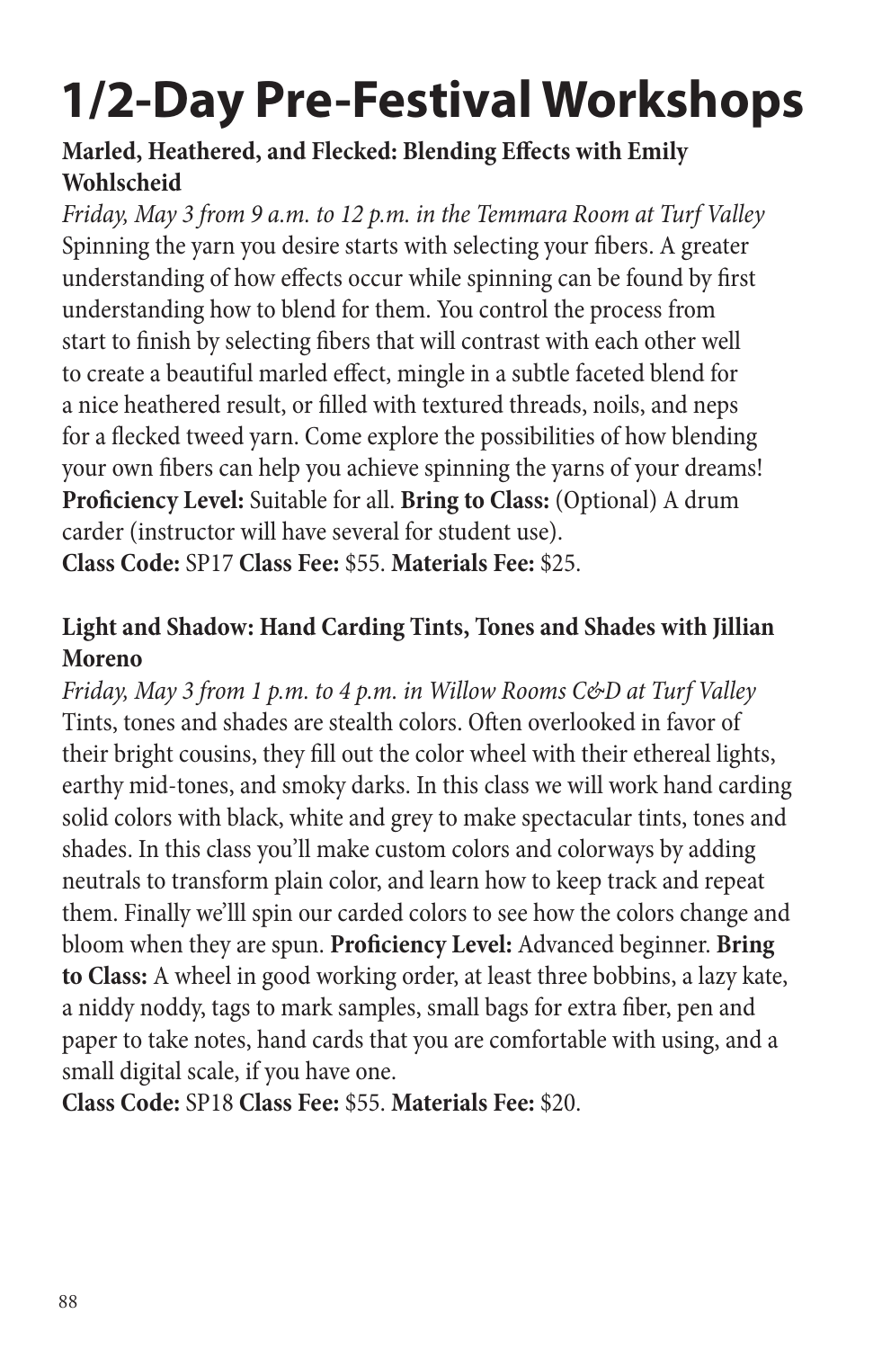# 1/2-Day Pre-Festival Workshops

**Marled, Heathered, and Flecked: Blending Effects with Emily Wohlscheid**

*Friday, May 3 from 9 a.m. to 12 p.m. in the Temmara Room at Turf Valley*

Spinning the yarn you desire starts with selecting your fibers. A greater understanding of how effects occur while spinning can be found by first understanding how to blend for them. You control the process from start to finish by selecting fibers that will contrast with each other well to create a beautiful marled effect, mingle in a subtle faceted blend for a nice heathered result, or filled with textured threads, noils, and neps for a flecked tweed yarn. Come explore the possibilities of how blending your own fibers can help you achieve spinning the yarns of your dreams! **Proficiency Level:** Suitable for all. **Bring to Class:** (Optional) A drum carder (instructor will have several for student use).

**Class Code:** SP17 **Class Fee:** $55. **Materials Fee:** $25.

**Light and Shadow: Hand Carding Tints, Tones and Shades with Jillian Moreno**

*Friday, May 3 from 1 p.m. to 4 p.m. in Willow Rooms C&D at Turf Valley*

Tints, tones and shades are stealth colors. Often overlooked in favor of their bright cousins, they fill out the color wheel with their ethereal lights, earthy mid-tones, and smoky darks. In this class we will work hand carding solid colors with black, white and grey to make spectacular tints, tones and shades. In this class you'll make custom colors and colorways by adding neutrals to transform plain color, and learn how to keep track and repeat them. Finally we'lll spin our carded colors to see how the colors change and bloom when they are spun. **Proficiency Level:** Advanced beginner. **Bring to Class:** A wheel in good working order, at least three bobbins, a lazy kate, a niddy noddy, tags to mark samples, small bags for extra fiber, pen and paper to take notes, hand cards that you are comfortable with using, and a small digital scale, if you have one.

**Class Code:** SP18 **Class Fee:** $55. **Materials Fee:** $20.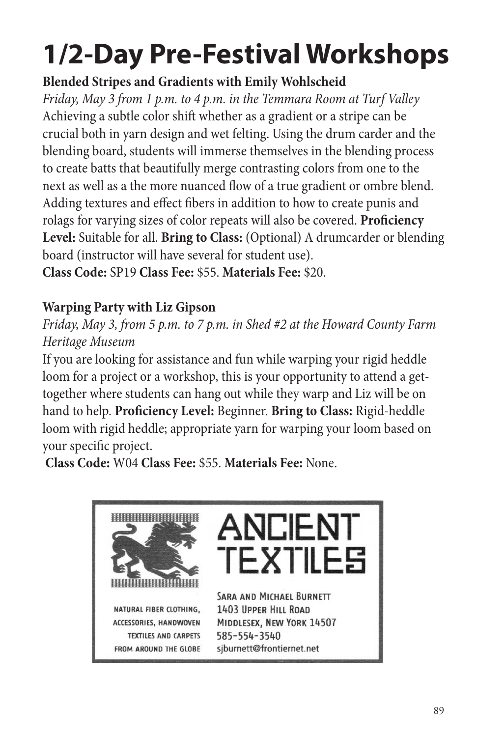# 1/2-Day Pre-Festival Workshops

**Blended Stripes and Gradients with Emily Wohlscheid**

*Friday, May 3 from 1 p.m. to 4 p.m. in the Temmara Room at Turf Valley*

Achieving a subtle color shift whether as a gradient or a stripe can be crucial both in yarn design and wet felting. Using the drum carder and the blending board, students will immerse themselves in the blending process to create batts that beautifully merge contrasting colors from one to the next as well as a the more nuanced flow of a true gradient or ombre blend. Adding textures and effect fibers in addition to how to create punis and rolags for varying sizes of color repeats will also be covered. **Proficiency Level:** Suitable for all. **Bring to Class:** (Optional) A drumcarder or blending board (instructor will have several for student use).

**Class Code:** SP19 **Class Fee:** $55. **Materials Fee:** $20.

**Warping Party with Liz Gipson**

*Friday, May 3, from 5 p.m. to 7 p.m. in Shed #2 at the Howard County Farm Heritage Museum*

If you are looking for assistance and fun while warping your rigid heddle loom for a project or a workshop, this is your opportunity to attend a get-together where students can hang out while they warp and Liz will be on hand to help. **Proficiency Level:** Beginner. **Bring to Class:** Rigid-heddle loom with rigid heddle; appropriate yarn for warping your loom based on your specific project.

**Class Code:** W04 **Class Fee:** $55. **Materials Fee:** None.

ANCIENT TEXTILES

NATURAL FIBER CLOTHING, ACCESSORIES, HANDWOVEN TEXTILES AND CARPETS FROM AROUND THE GLOBE

Sara and Michael Burnett
1403 Upper Hill Road
Middlesex, New York 14507
585-554-3540
sjburnett@frontiernet.net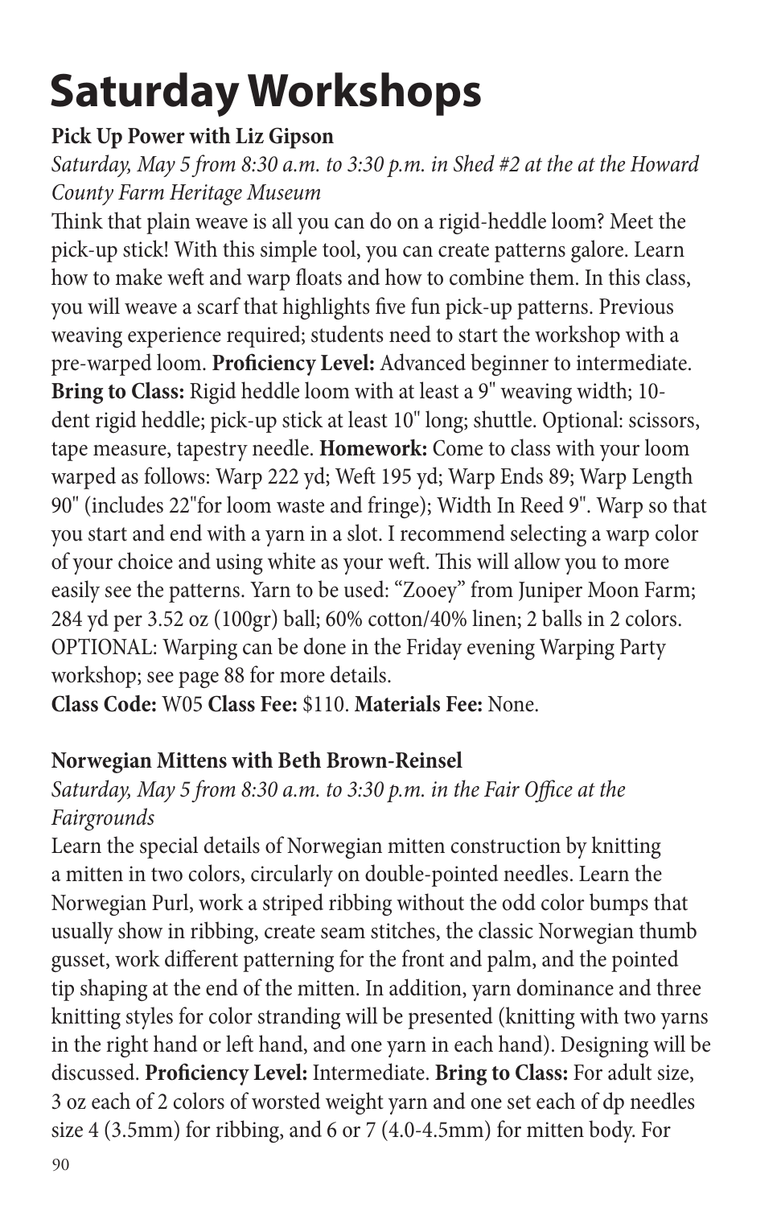# Saturday Workshops

### Pick Up Power with Liz Gipson

*Saturday, May 5 from 8:30 a.m. to 3:30 p.m. in Shed #2 at the at the Howard County Farm Heritage Museum*

Think that plain weave is all you can do on a rigid-heddle loom? Meet the pick-up stick! With this simple tool, you can create patterns galore. Learn how to make weft and warp floats and how to combine them. In this class, you will weave a scarf that highlights five fun pick-up patterns. Previous weaving experience required; students need to start the workshop with a pre-warped loom. **Proficiency Level:** Advanced beginner to intermediate. **Bring to Class:** Rigid heddle loom with at least a 9" weaving width; 10-dent rigid heddle; pick-up stick at least 10" long; shuttle. Optional: scissors, tape measure, tapestry needle. **Homework:** Come to class with your loom warped as follows: Warp 222 yd; Weft 195 yd; Warp Ends 89; Warp Length 90" (includes 22"for loom waste and fringe); Width In Reed 9". Warp so that you start and end with a yarn in a slot. I recommend selecting a warp color of your choice and using white as your weft. This will allow you to more easily see the patterns. Yarn to be used: "Zooey" from Juniper Moon Farm; 284 yd per 3.52 oz (100gr) ball; 60% cotton/40% linen; 2 balls in 2 colors. OPTIONAL: Warping can be done in the Friday evening Warping Party workshop; see page 88 for more details.

**Class Code:** W05 **Class Fee:** $110. **Materials Fee:** None.

### Norwegian Mittens with Beth Brown-Reinsel

*Saturday, May 5 from 8:30 a.m. to 3:30 p.m. in the Fair Office at the Fairgrounds*

Learn the special details of Norwegian mitten construction by knitting a mitten in two colors, circularly on double-pointed needles. Learn the Norwegian Purl, work a striped ribbing without the odd color bumps that usually show in ribbing, create seam stitches, the classic Norwegian thumb gusset, work different patterning for the front and palm, and the pointed tip shaping at the end of the mitten. In addition, yarn dominance and three knitting styles for color stranding will be presented (knitting with two yarns in the right hand or left hand, and one yarn in each hand). Designing will be discussed. **Proficiency Level:** Intermediate. **Bring to Class:** For adult size, 3 oz each of 2 colors of worsted weight yarn and one set each of dp needles size 4 (3.5mm) for ribbing, and 6 or 7 (4.0-4.5mm) for mitten body. For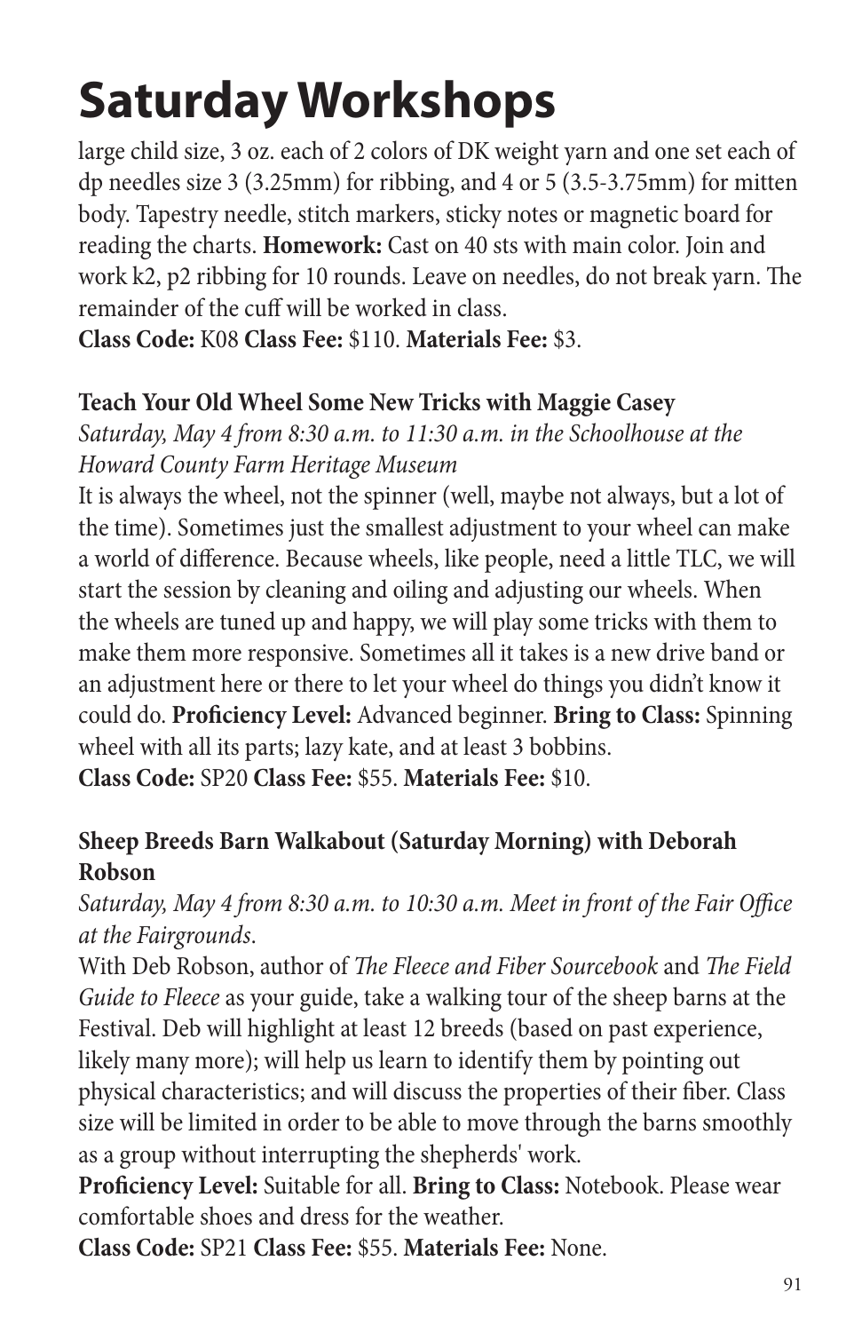# Saturday Workshops

large child size, 3 oz. each of 2 colors of DK weight yarn and one set each of dp needles size 3 (3.25mm) for ribbing, and 4 or 5 (3.5-3.75mm) for mitten body. Tapestry needle, stitch markers, sticky notes or magnetic board for reading the charts. **Homework:** Cast on 40 sts with main color. Join and work k2, p2 ribbing for 10 rounds. Leave on needles, do not break yarn. The remainder of the cuff will be worked in class.
**Class Code:** K08 **Class Fee:** $110. **Materials Fee:** $3.

**Teach Your Old Wheel Some New Tricks with Maggie Casey**
*Saturday, May 4 from 8:30 a.m. to 11:30 a.m. in the Schoolhouse at the Howard County Farm Heritage Museum*
It is always the wheel, not the spinner (well, maybe not always, but a lot of the time). Sometimes just the smallest adjustment to your wheel can make a world of difference. Because wheels, like people, need a little TLC, we will start the session by cleaning and oiling and adjusting our wheels. When the wheels are tuned up and happy, we will play some tricks with them to make them more responsive. Sometimes all it takes is a new drive band or an adjustment here or there to let your wheel do things you didn't know it could do. **Proficiency Level:** Advanced beginner. **Bring to Class:** Spinning wheel with all its parts; lazy kate, and at least 3 bobbins.
**Class Code:** SP20 **Class Fee:** $55. **Materials Fee:** $10.

**Sheep Breeds Barn Walkabout (Saturday Morning) with Deborah Robson**
*Saturday, May 4 from 8:30 a.m. to 10:30 a.m. Meet in front of the Fair Office at the Fairgrounds.*
With Deb Robson, author of *The Fleece and Fiber Sourcebook* and *The Field Guide to Fleece* as your guide, take a walking tour of the sheep barns at the Festival. Deb will highlight at least 12 breeds (based on past experience, likely many more); will help us learn to identify them by pointing out physical characteristics; and will discuss the properties of their fiber. Class size will be limited in order to be able to move through the barns smoothly as a group without interrupting the shepherds' work.
**Proficiency Level:** Suitable for all. **Bring to Class:** Notebook. Please wear comfortable shoes and dress for the weather.
**Class Code:** SP21 **Class Fee:** $55. **Materials Fee:** None.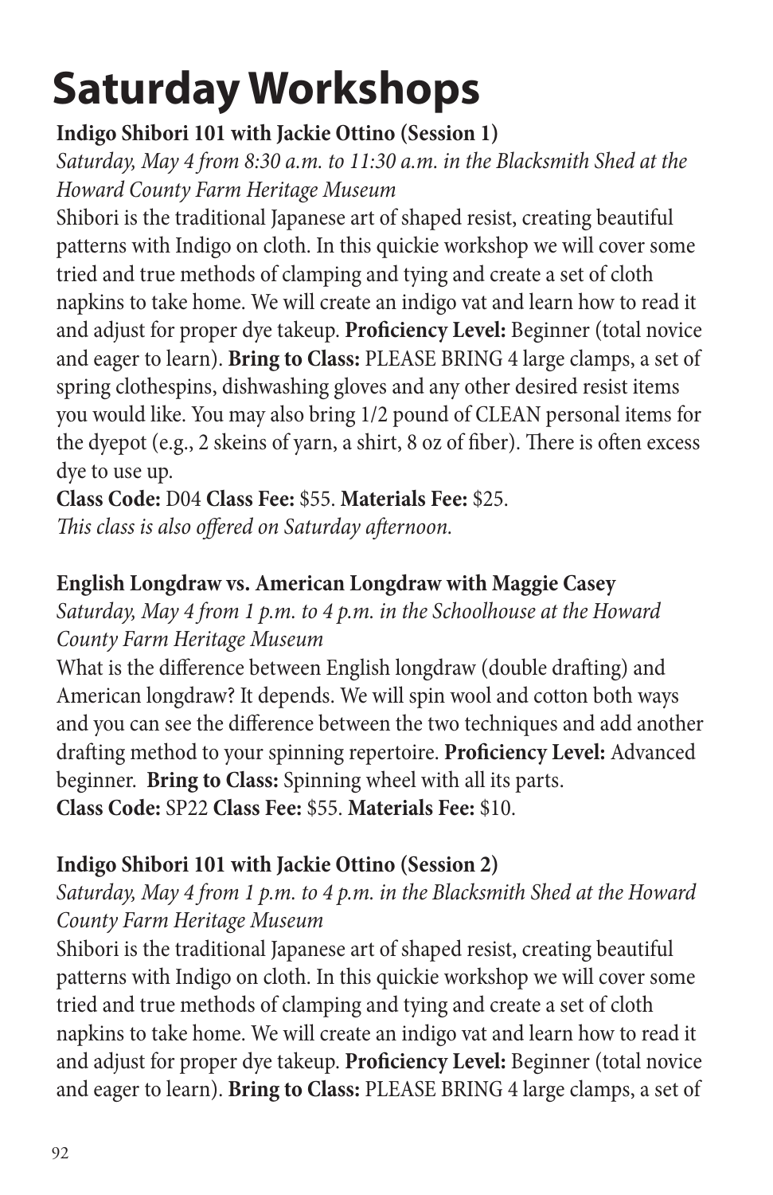# Saturday Workshops

**Indigo Shibori 101 with Jackie Ottino (Session 1)**

*Saturday, May 4 from 8:30 a.m. to 11:30 a.m. in the Blacksmith Shed at the Howard County Farm Heritage Museum*

Shibori is the traditional Japanese art of shaped resist, creating beautiful patterns with Indigo on cloth. In this quickie workshop we will cover some tried and true methods of clamping and tying and create a set of cloth napkins to take home. We will create an indigo vat and learn how to read it and adjust for proper dye takeup. **Proficiency Level:** Beginner (total novice and eager to learn). **Bring to Class:** PLEASE BRING 4 large clamps, a set of spring clothespins, dishwashing gloves and any other desired resist items you would like. You may also bring 1/2 pound of CLEAN personal items for the dyepot (e.g., 2 skeins of yarn, a shirt, 8 oz of fiber). There is often excess dye to use up.

**Class Code:** D04 **Class Fee:** $55. **Materials Fee:** $25.

*This class is also offered on Saturday afternoon.*

**English Longdraw vs. American Longdraw with Maggie Casey**

*Saturday, May 4 from 1 p.m. to 4 p.m. in the Schoolhouse at the Howard County Farm Heritage Museum*

What is the difference between English longdraw (double drafting) and American longdraw? It depends. We will spin wool and cotton both ways and you can see the difference between the two techniques and add another drafting method to your spinning repertoire. **Proficiency Level:** Advanced beginner. **Bring to Class:** Spinning wheel with all its parts.

**Class Code:** SP22 **Class Fee:** $55. **Materials Fee:** $10.

**Indigo Shibori 101 with Jackie Ottino (Session 2)**

*Saturday, May 4 from 1 p.m. to 4 p.m. in the Blacksmith Shed at the Howard County Farm Heritage Museum*

Shibori is the traditional Japanese art of shaped resist, creating beautiful patterns with Indigo on cloth. In this quickie workshop we will cover some tried and true methods of clamping and tying and create a set of cloth napkins to take home. We will create an indigo vat and learn how to read it and adjust for proper dye takeup. **Proficiency Level:** Beginner (total novice and eager to learn). **Bring to Class:** PLEASE BRING 4 large clamps, a set of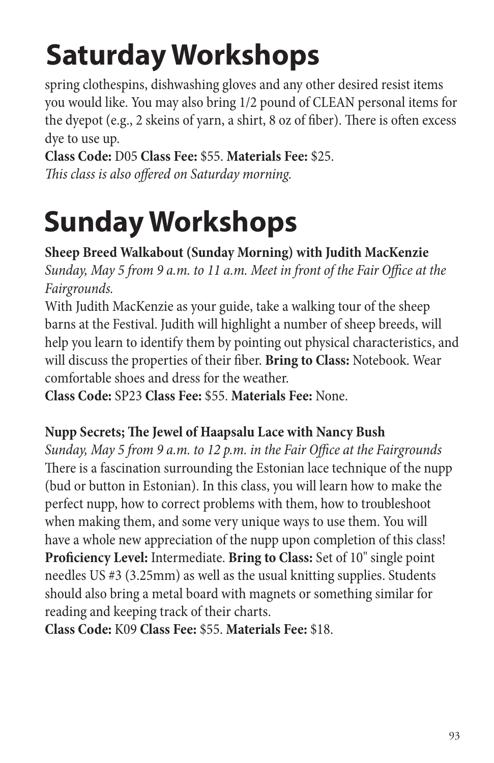# Saturday Workshops

spring clothespins, dishwashing gloves and any other desired resist items you would like. You may also bring 1/2 pound of CLEAN personal items for the dyepot (e.g., 2 skeins of yarn, a shirt, 8 oz of fiber). There is often excess dye to use up.

**Class Code:** D05 **Class Fee:** $55. **Materials Fee:** $25.

*This class is also offered on Saturday morning.*

# Sunday Workshops

**Sheep Breed Walkabout (Sunday Morning) with Judith MacKenzie**

*Sunday, May 5 from 9 a.m. to 11 a.m. Meet in front of the Fair Office at the Fairgrounds.*

With Judith MacKenzie as your guide, take a walking tour of the sheep barns at the Festival. Judith will highlight a number of sheep breeds, will help you learn to identify them by pointing out physical characteristics, and will discuss the properties of their fiber. **Bring to Class:** Notebook. Wear comfortable shoes and dress for the weather.

**Class Code:** SP23 **Class Fee:** $55. **Materials Fee:** None.

**Nupp Secrets; The Jewel of Haapsalu Lace with Nancy Bush**

*Sunday, May 5 from 9 a.m. to 12 p.m. in the Fair Office at the Fairgrounds*

There is a fascination surrounding the Estonian lace technique of the nupp (bud or button in Estonian). In this class, you will learn how to make the perfect nupp, how to correct problems with them, how to troubleshoot when making them, and some very unique ways to use them. You will have a whole new appreciation of the nupp upon completion of this class!

**Proficiency Level:** Intermediate. **Bring to Class:** Set of 10" single point needles US #3 (3.25mm) as well as the usual knitting supplies. Students should also bring a metal board with magnets or something similar for reading and keeping track of their charts.

**Class Code:** K09 **Class Fee:** $55. **Materials Fee:** $18.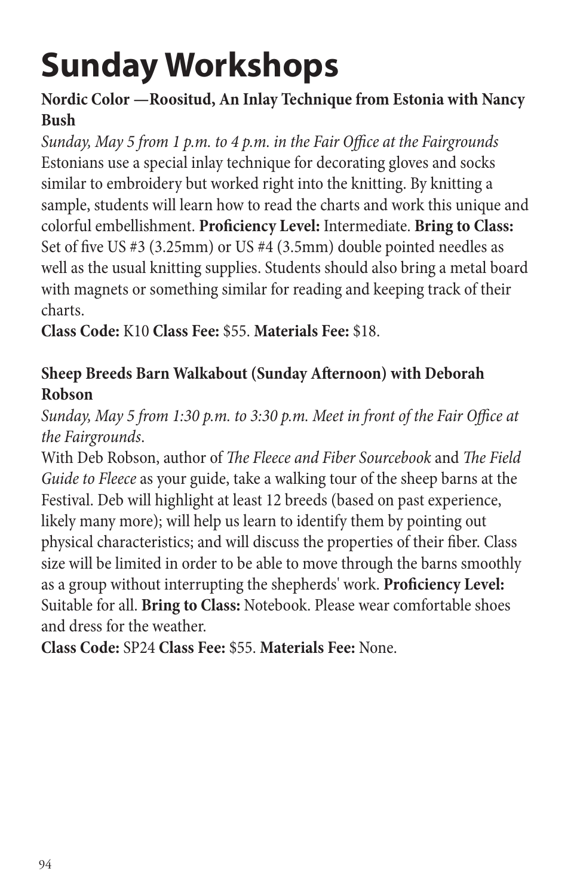# Sunday Workshops

**Nordic Color —Roositud, An Inlay Technique from Estonia with Nancy Bush**

*Sunday, May 5 from 1 p.m. to 4 p.m. in the Fair Office at the Fairgrounds*
Estonians use a special inlay technique for decorating gloves and socks similar to embroidery but worked right into the knitting. By knitting a sample, students will learn how to read the charts and work this unique and colorful embellishment. **Proficiency Level:** Intermediate. **Bring to Class:** Set of five US #3 (3.25mm) or US #4 (3.5mm) double pointed needles as well as the usual knitting supplies. Students should also bring a metal board with magnets or something similar for reading and keeping track of their charts.
**Class Code:** K10 **Class Fee:** $55. **Materials Fee:** $18.

**Sheep Breeds Barn Walkabout (Sunday Afternoon) with Deborah Robson**

*Sunday, May 5 from 1:30 p.m. to 3:30 p.m. Meet in front of the Fair Office at the Fairgrounds*.
With Deb Robson, author of *The Fleece and Fiber Sourcebook* and *The Field Guide to Fleece* as your guide, take a walking tour of the sheep barns at the Festival. Deb will highlight at least 12 breeds (based on past experience, likely many more); will help us learn to identify them by pointing out physical characteristics; and will discuss the properties of their fiber. Class size will be limited in order to be able to move through the barns smoothly as a group without interrupting the shepherds' work. **Proficiency Level:** Suitable for all. **Bring to Class:** Notebook. Please wear comfortable shoes and dress for the weather.
**Class Code:** SP24 **Class Fee:** $55. **Materials Fee:** None.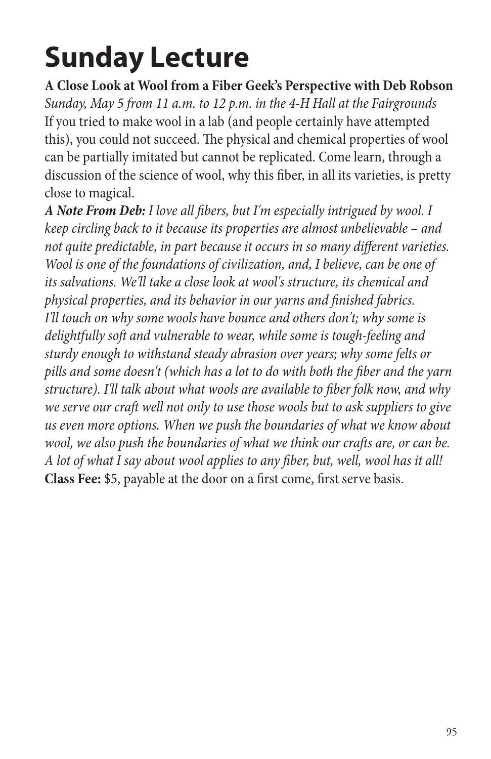# Sunday Lecture

**A Close Look at Wool from a Fiber Geek's Perspective with Deb Robson**

*Sunday, May 5 from 11 a.m. to 12 p.m. in the 4-H Hall at the Fairgrounds*

If you tried to make wool in a lab (and people certainly have attempted this), you could not succeed. The physical and chemical properties of wool can be partially imitated but cannot be replicated. Come learn, through a discussion of the science of wool, why this fiber, in all its varieties, is pretty close to magical.

***A Note From Deb:*** *I love all fibers, but I'm especially intrigued by wool. I keep circling back to it because its properties are almost unbelievable – and not quite predictable, in part because it occurs in so many different varieties. Wool is one of the foundations of civilization, and, I believe, can be one of its salvations. We'll take a close look at wool's structure, its chemical and physical properties, and its behavior in our yarns and finished fabrics. I'll touch on why some wools have bounce and others don't; why some is delightfully soft and vulnerable to wear, while some is tough-feeling and sturdy enough to withstand steady abrasion over years; why some felts or pills and some doesn't (which has a lot to do with both the fiber and the yarn structure). I'll talk about what wools are available to fiber folk now, and why we serve our craft well not only to use those wools but to ask suppliers to give us even more options. When we push the boundaries of what we know about wool, we also push the boundaries of what we think our crafts are, or can be. A lot of what I say about wool applies to any fiber, but, well, wool has it all!*

**Class Fee:** $5, payable at the door on a first come, first serve basis.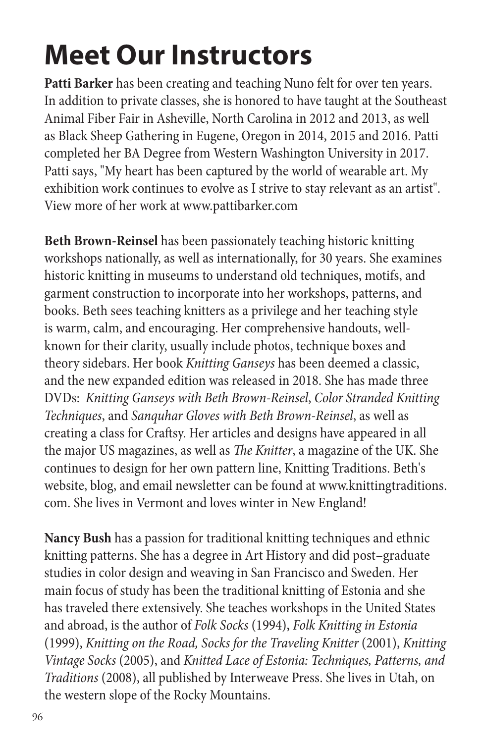# Meet Our Instructors

**Patti Barker** has been creating and teaching Nuno felt for over ten years. In addition to private classes, she is honored to have taught at the Southeast Animal Fiber Fair in Asheville, North Carolina in 2012 and 2013, as well as Black Sheep Gathering in Eugene, Oregon in 2014, 2015 and 2016. Patti completed her BA Degree from Western Washington University in 2017. Patti says, "My heart has been captured by the world of wearable art. My exhibition work continues to evolve as I strive to stay relevant as an artist". View more of her work at www.pattibarker.com

**Beth Brown-Reinsel** has been passionately teaching historic knitting workshops nationally, as well as internationally, for 30 years. She examines historic knitting in museums to understand old techniques, motifs, and garment construction to incorporate into her workshops, patterns, and books. Beth sees teaching knitters as a privilege and her teaching style is warm, calm, and encouraging. Her comprehensive handouts, well-known for their clarity, usually include photos, technique boxes and theory sidebars. Her book *Knitting Ganseys* has been deemed a classic, and the new expanded edition was released in 2018. She has made three DVDs: *Knitting Ganseys with Beth Brown-Reinsel*, *Color Stranded Knitting Techniques*, and *Sanquhar Gloves with Beth Brown-Reinsel*, as well as creating a class for Craftsy. Her articles and designs have appeared in all the major US magazines, as well as *The Knitter*, a magazine of the UK. She continues to design for her own pattern line, Knitting Traditions. Beth's website, blog, and email newsletter can be found at www.knittingtraditions.com. She lives in Vermont and loves winter in New England!

**Nancy Bush** has a passion for traditional knitting techniques and ethnic knitting patterns. She has a degree in Art History and did post–graduate studies in color design and weaving in San Francisco and Sweden. Her main focus of study has been the traditional knitting of Estonia and she has traveled there extensively. She teaches workshops in the United States and abroad, is the author of *Folk Socks* (1994), *Folk Knitting in Estonia* (1999), *Knitting on the Road, Socks for the Traveling Knitter* (2001), *Knitting Vintage Socks* (2005), and *Knitted Lace of Estonia: Techniques, Patterns, and Traditions* (2008), all published by Interweave Press. She lives in Utah, on the western slope of the Rocky Mountains.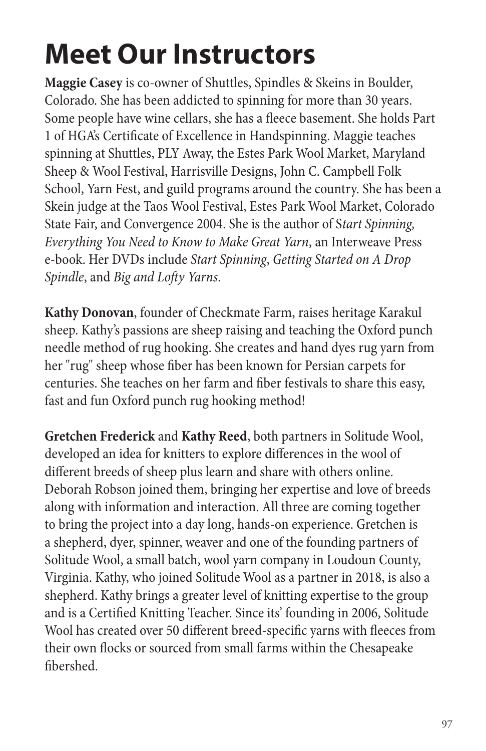# Meet Our Instructors

**Maggie Casey** is co-owner of Shuttles, Spindles & Skeins in Boulder, Colorado. She has been addicted to spinning for more than 30 years. Some people have wine cellars, she has a fleece basement. She holds Part 1 of HGA's Certificate of Excellence in Handspinning. Maggie teaches spinning at Shuttles, PLY Away, the Estes Park Wool Market, Maryland Sheep & Wool Festival, Harrisville Designs, John C. Campbell Folk School, Yarn Fest, and guild programs around the country. She has been a Skein judge at the Taos Wool Festival, Estes Park Wool Market, Colorado State Fair, and Convergence 2004. She is the author of S*tart Spinning, Everything You Need to Know to Make Great Yarn*, an Interweave Press e-book. Her DVDs include *Start Spinning*, *Getting Started on A Drop Spindle*, and *Big and Lofty Yarns*.

**Kathy Donovan**, founder of Checkmate Farm, raises heritage Karakul sheep. Kathy's passions are sheep raising and teaching the Oxford punch needle method of rug hooking. She creates and hand dyes rug yarn from her "rug" sheep whose fiber has been known for Persian carpets for centuries. She teaches on her farm and fiber festivals to share this easy, fast and fun Oxford punch rug hooking method!

**Gretchen Frederick** and **Kathy Reed**, both partners in Solitude Wool, developed an idea for knitters to explore differences in the wool of different breeds of sheep plus learn and share with others online. Deborah Robson joined them, bringing her expertise and love of breeds along with information and interaction. All three are coming together to bring the project into a day long, hands-on experience. Gretchen is a shepherd, dyer, spinner, weaver and one of the founding partners of Solitude Wool, a small batch, wool yarn company in Loudoun County, Virginia. Kathy, who joined Solitude Wool as a partner in 2018, is also a shepherd. Kathy brings a greater level of knitting expertise to the group and is a Certified Knitting Teacher. Since its' founding in 2006, Solitude Wool has created over 50 different breed-specific yarns with fleeces from their own flocks or sourced from small farms within the Chesapeake fibershed.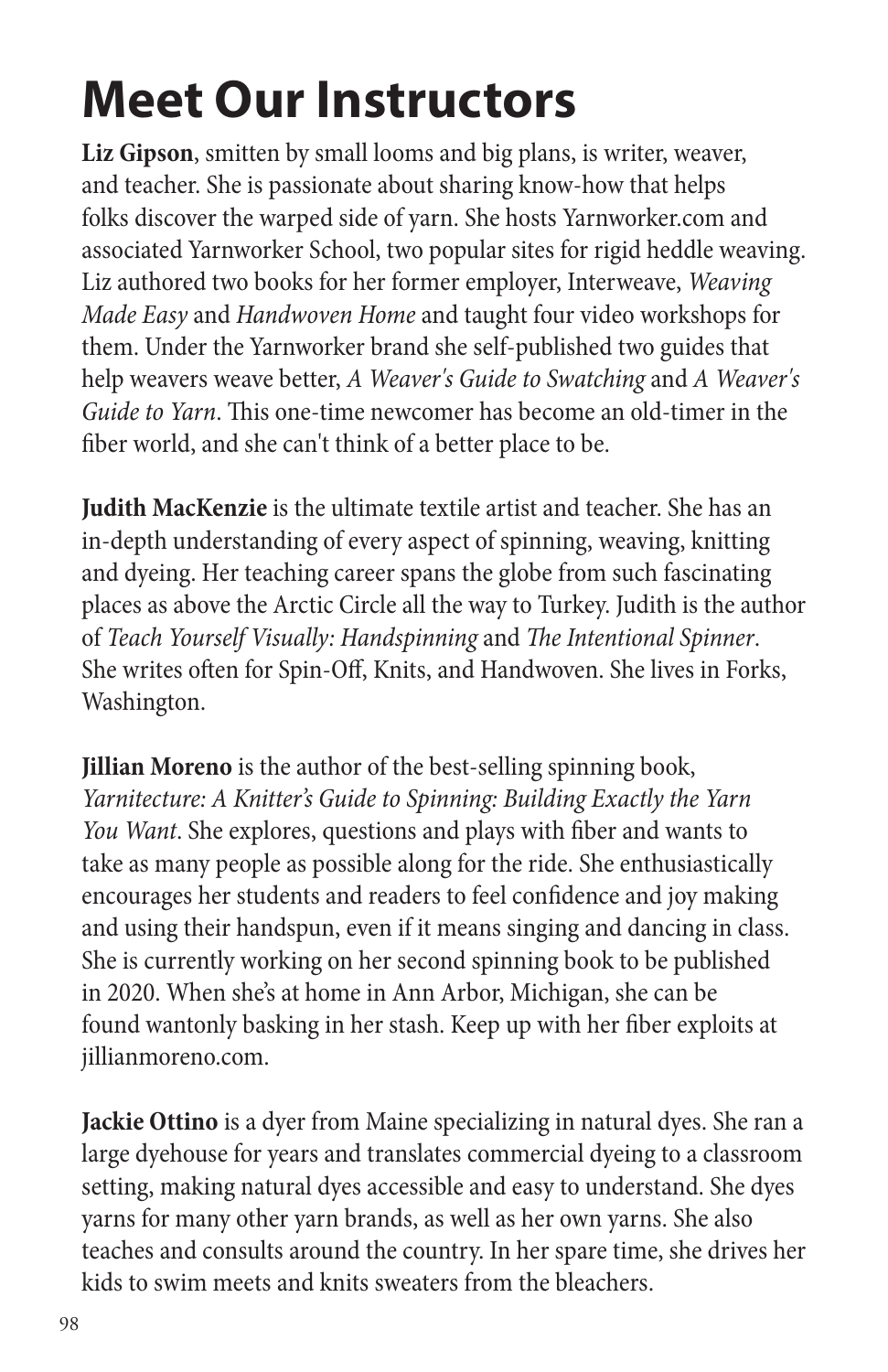# Meet Our Instructors

**Liz Gipson**, smitten by small looms and big plans, is writer, weaver, and teacher. She is passionate about sharing know-how that helps folks discover the warped side of yarn. She hosts Yarnworker.com and associated Yarnworker School, two popular sites for rigid heddle weaving. Liz authored two books for her former employer, Interweave, *Weaving Made Easy* and *Handwoven Home* and taught four video workshops for them. Under the Yarnworker brand she self-published two guides that help weavers weave better, *A Weaver's Guide to Swatching* and *A Weaver's Guide to Yarn*. This one-time newcomer has become an old-timer in the fiber world, and she can't think of a better place to be.

**Judith MacKenzie** is the ultimate textile artist and teacher. She has an in-depth understanding of every aspect of spinning, weaving, knitting and dyeing. Her teaching career spans the globe from such fascinating places as above the Arctic Circle all the way to Turkey. Judith is the author of *Teach Yourself Visually: Handspinning* and *The Intentional Spinner*. She writes often for Spin-Off, Knits, and Handwoven. She lives in Forks, Washington.

**Jillian Moreno** is the author of the best-selling spinning book, *Yarnitecture: A Knitter's Guide to Spinning: Building Exactly the Yarn You Want*. She explores, questions and plays with fiber and wants to take as many people as possible along for the ride. She enthusiastically encourages her students and readers to feel confidence and joy making and using their handspun, even if it means singing and dancing in class. She is currently working on her second spinning book to be published in 2020. When she's at home in Ann Arbor, Michigan, she can be found wantonly basking in her stash. Keep up with her fiber exploits at jillianmoreno.com.

**Jackie Ottino** is a dyer from Maine specializing in natural dyes. She ran a large dyehouse for years and translates commercial dyeing to a classroom setting, making natural dyes accessible and easy to understand. She dyes yarns for many other yarn brands, as well as her own yarns. She also teaches and consults around the country. In her spare time, she drives her kids to swim meets and knits sweaters from the bleachers.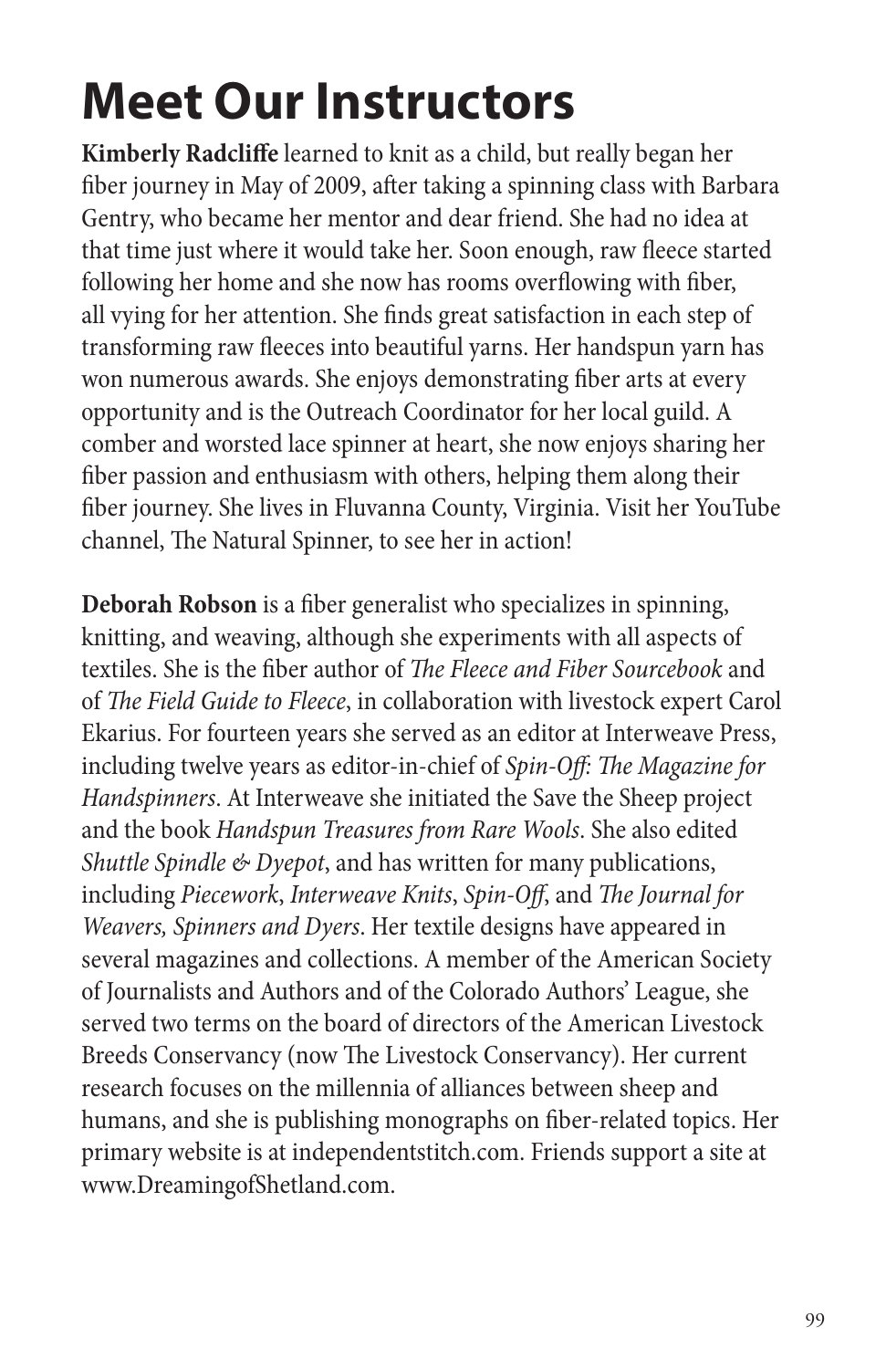# Meet Our Instructors

**Kimberly Radcliffe** learned to knit as a child, but really began her fiber journey in May of 2009, after taking a spinning class with Barbara Gentry, who became her mentor and dear friend. She had no idea at that time just where it would take her. Soon enough, raw fleece started following her home and she now has rooms overflowing with fiber, all vying for her attention. She finds great satisfaction in each step of transforming raw fleeces into beautiful yarns. Her handspun yarn has won numerous awards. She enjoys demonstrating fiber arts at every opportunity and is the Outreach Coordinator for her local guild. A comber and worsted lace spinner at heart, she now enjoys sharing her fiber passion and enthusiasm with others, helping them along their fiber journey. She lives in Fluvanna County, Virginia. Visit her YouTube channel, The Natural Spinner, to see her in action!

**Deborah Robson** is a fiber generalist who specializes in spinning, knitting, and weaving, although she experiments with all aspects of textiles. She is the fiber author of *The Fleece and Fiber Sourcebook* and of *The Field Guide to Fleece*, in collaboration with livestock expert Carol Ekarius. For fourteen years she served as an editor at Interweave Press, including twelve years as editor-in-chief of *Spin-Off: The Magazine for Handspinners*. At Interweave she initiated the Save the Sheep project and the book *Handspun Treasures from Rare Wools*. She also edited *Shuttle Spindle & Dyepot*, and has written for many publications, including *Piecework*, *Interweave Knits*, *Spin-Off*, and *The Journal for Weavers, Spinners and Dyers*. Her textile designs have appeared in several magazines and collections. A member of the American Society of Journalists and Authors and of the Colorado Authors' League, she served two terms on the board of directors of the American Livestock Breeds Conservancy (now The Livestock Conservancy). Her current research focuses on the millennia of alliances between sheep and humans, and she is publishing monographs on fiber-related topics. Her primary website is at independentstitch.com. Friends support a site at www.DreamingofShetland.com.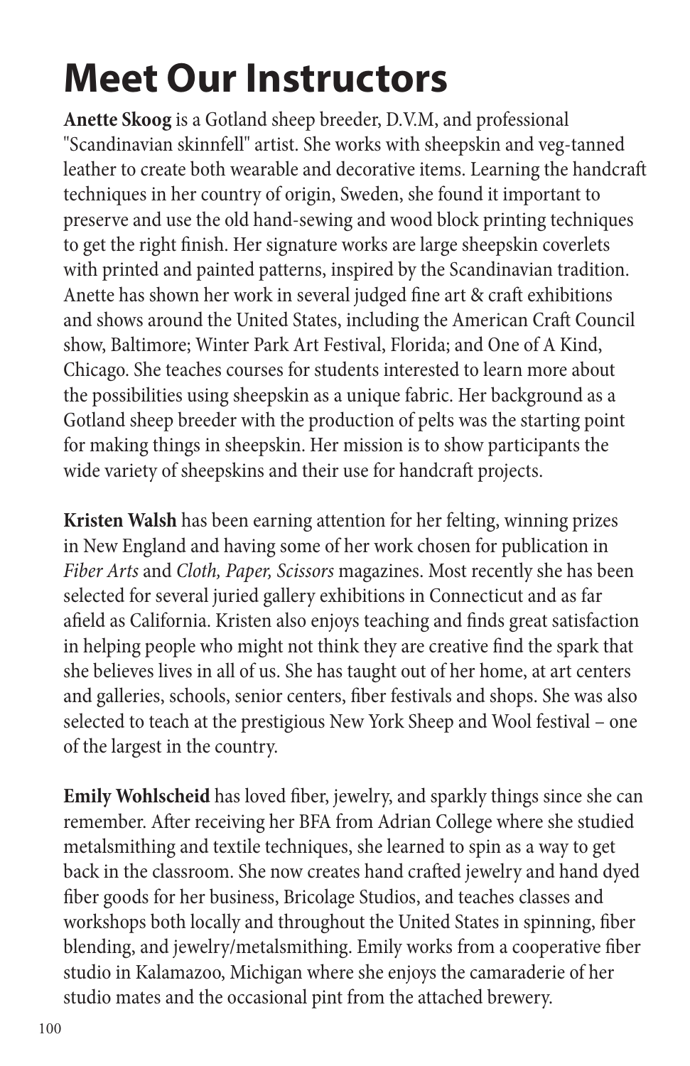# Meet Our Instructors

**Anette Skoog** is a Gotland sheep breeder, D.V.M, and professional "Scandinavian skinnfell" artist. She works with sheepskin and veg-tanned leather to create both wearable and decorative items. Learning the handcraft techniques in her country of origin, Sweden, she found it important to preserve and use the old hand-sewing and wood block printing techniques to get the right finish. Her signature works are large sheepskin coverlets with printed and painted patterns, inspired by the Scandinavian tradition. Anette has shown her work in several judged fine art & craft exhibitions and shows around the United States, including the American Craft Council show, Baltimore; Winter Park Art Festival, Florida; and One of A Kind, Chicago. She teaches courses for students interested to learn more about the possibilities using sheepskin as a unique fabric. Her background as a Gotland sheep breeder with the production of pelts was the starting point for making things in sheepskin. Her mission is to show participants the wide variety of sheepskins and their use for handcraft projects.

**Kristen Walsh** has been earning attention for her felting, winning prizes in New England and having some of her work chosen for publication in *Fiber Arts* and *Cloth, Paper, Scissors* magazines. Most recently she has been selected for several juried gallery exhibitions in Connecticut and as far afield as California. Kristen also enjoys teaching and finds great satisfaction in helping people who might not think they are creative find the spark that she believes lives in all of us. She has taught out of her home, at art centers and galleries, schools, senior centers, fiber festivals and shops. She was also selected to teach at the prestigious New York Sheep and Wool festival – one of the largest in the country.

**Emily Wohlscheid** has loved fiber, jewelry, and sparkly things since she can remember. After receiving her BFA from Adrian College where she studied metalsmithing and textile techniques, she learned to spin as a way to get back in the classroom. She now creates hand crafted jewelry and hand dyed fiber goods for her business, Bricolage Studios, and teaches classes and workshops both locally and throughout the United States in spinning, fiber blending, and jewelry/metalsmithing. Emily works from a cooperative fiber studio in Kalamazoo, Michigan where she enjoys the camaraderie of her studio mates and the occasional pint from the attached brewery.